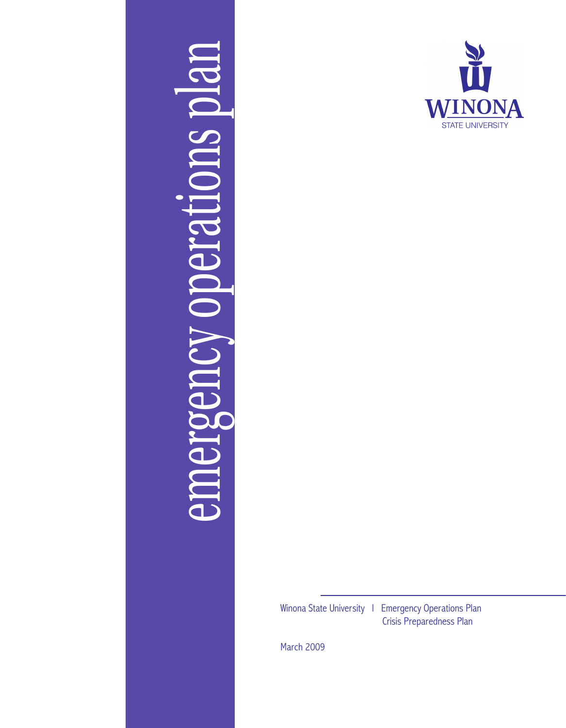# emergency operations plan

WINONA STATE UNIVERSITY

Winona State University | Emergency Operations Plan
Crisis Preparedness Plan

March 2009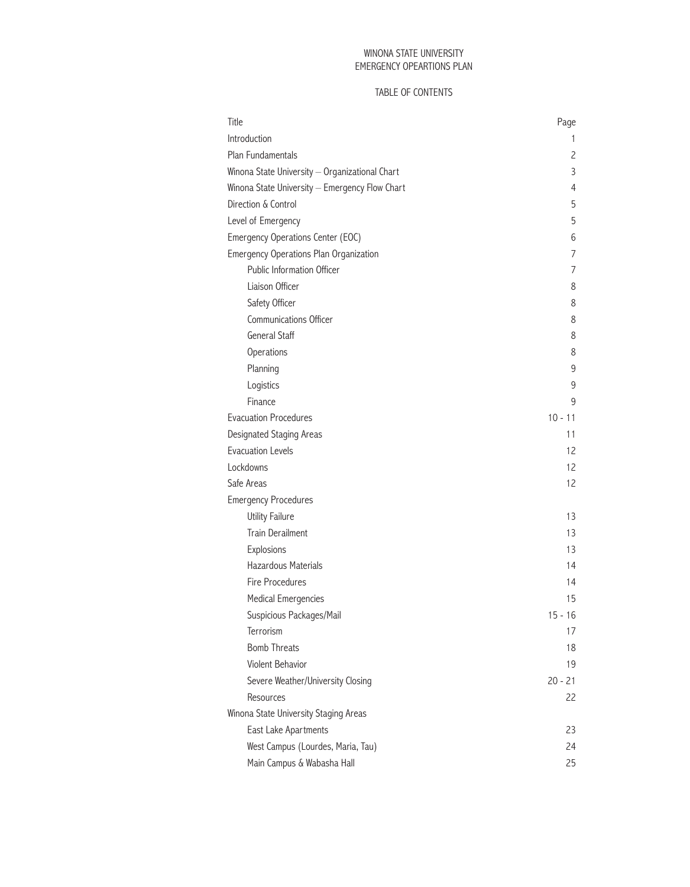WINONA STATE UNIVERSITY
EMERGENCY OPEARTIONS PLAN

TABLE OF CONTENTS

| Title | Page |
| --- | --- |
| Introduction | 1 |
| Plan Fundamentals | 2 |
| Winona State University – Organizational Chart | 3 |
| Winona State University – Emergency Flow Chart | 4 |
| Direction & Control | 5 |
| Level of Emergency | 5 |
| Emergency Operations Center (EOC) | 6 |
| Emergency Operations Plan Organization | 7 |
|     Public Information Officer | 7 |
|     Liaison Officer | 8 |
|     Safety Officer | 8 |
|     Communications Officer | 8 |
|     General Staff | 8 |
|     Operations | 8 |
|     Planning | 9 |
|     Logistics | 9 |
|     Finance | 9 |
| Evacuation Procedures | 10 - 11 |
| Designated Staging Areas | 11 |
| Evacuation Levels | 12 |
| Lockdowns | 12 |
| Safe Areas | 12 |
| Emergency Procedures | |
|     Utility Failure | 13 |
|     Train Derailment | 13 |
|     Explosions | 13 |
|     Hazardous Materials | 14 |
|     Fire Procedures | 14 |
|     Medical Emergencies | 15 |
|     Suspicious Packages/Mail | 15 - 16 |
|     Terrorism | 17 |
|     Bomb Threats | 18 |
|     Violent Behavior | 19 |
|     Severe Weather/University Closing | 20 - 21 |
|     Resources | 22 |
| Winona State University Staging Areas | |
|     East Lake Apartments | 23 |
|     West Campus (Lourdes, Maria, Tau) | 24 |
|     Main Campus & Wabasha Hall | 25 |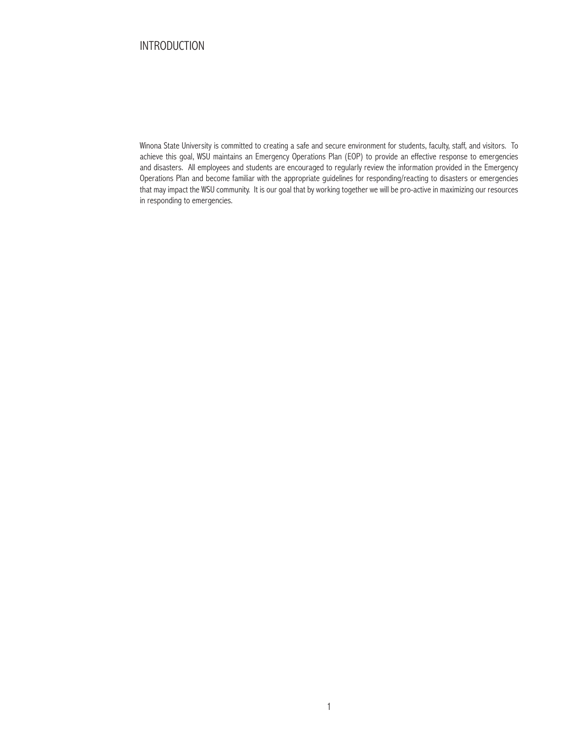# INTRODUCTION

Winona State University is committed to creating a safe and secure environment for students, faculty, staff, and visitors. To achieve this goal, WSU maintains an Emergency Operations Plan (EOP) to provide an effective response to emergencies and disasters. All employees and students are encouraged to regularly review the information provided in the Emergency Operations Plan and become familiar with the appropriate guidelines for responding/reacting to disasters or emergencies that may impact the WSU community. It is our goal that by working together we will be pro-active in maximizing our resources in responding to emergencies.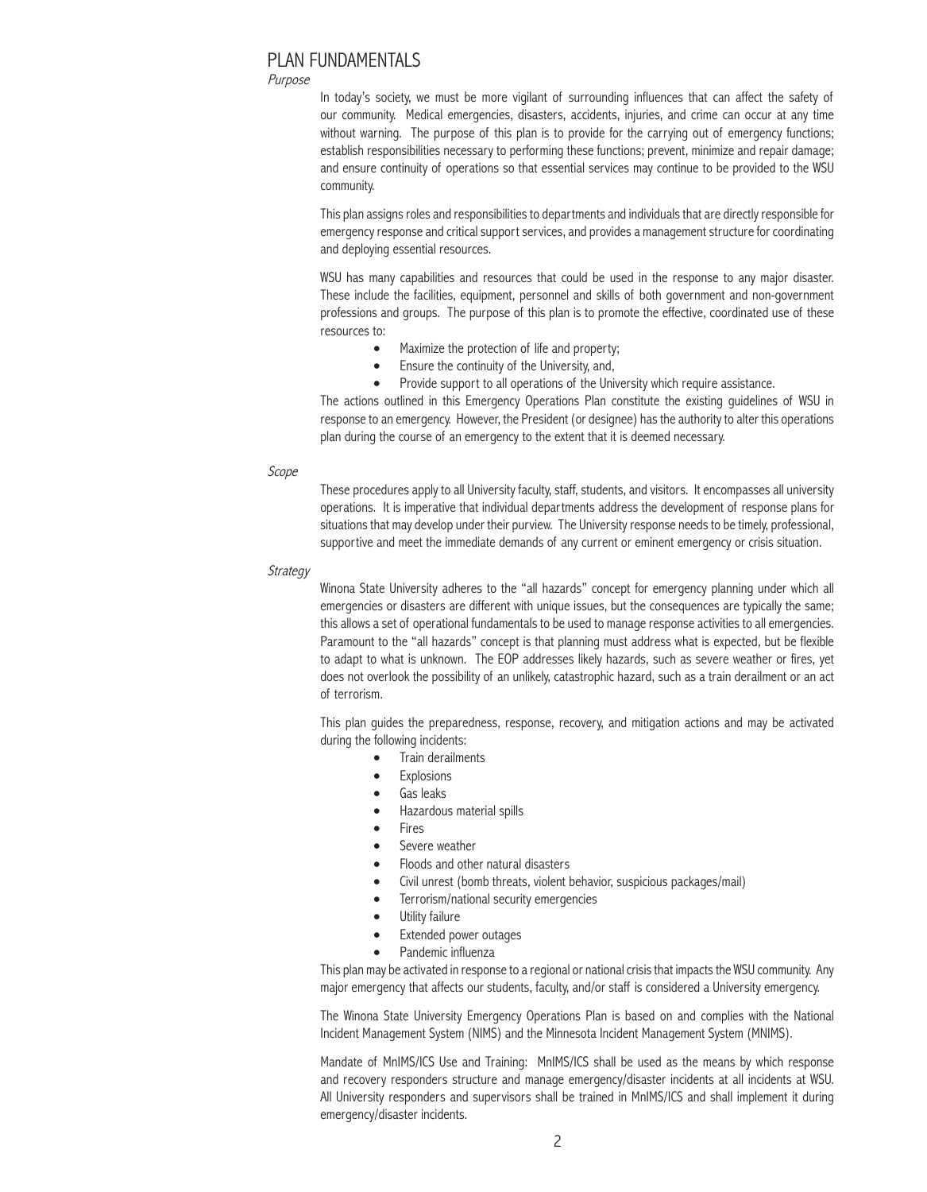# PLAN FUNDAMENTALS

*Purpose*

In today's society, we must be more vigilant of surrounding influences that can affect the safety of our community. Medical emergencies, disasters, accidents, injuries, and crime can occur at any time without warning. The purpose of this plan is to provide for the carrying out of emergency functions; establish responsibilities necessary to performing these functions; prevent, minimize and repair damage; and ensure continuity of operations so that essential services may continue to be provided to the WSU community.

This plan assigns roles and responsibilities to departments and individuals that are directly responsible for emergency response and critical support services, and provides a management structure for coordinating and deploying essential resources.

WSU has many capabilities and resources that could be used in the response to any major disaster. These include the facilities, equipment, personnel and skills of both government and non-government professions and groups. The purpose of this plan is to promote the effective, coordinated use of these resources to:

- Maximize the protection of life and property;
- Ensure the continuity of the University, and,
- Provide support to all operations of the University which require assistance.

The actions outlined in this Emergency Operations Plan constitute the existing guidelines of WSU in response to an emergency. However, the President (or designee) has the authority to alter this operations plan during the course of an emergency to the extent that it is deemed necessary.

*Scope*

These procedures apply to all University faculty, staff, students, and visitors. It encompasses all university operations. It is imperative that individual departments address the development of response plans for situations that may develop under their purview. The University response needs to be timely, professional, supportive and meet the immediate demands of any current or eminent emergency or crisis situation.

*Strategy*

Winona State University adheres to the "all hazards" concept for emergency planning under which all emergencies or disasters are different with unique issues, but the consequences are typically the same; this allows a set of operational fundamentals to be used to manage response activities to all emergencies. Paramount to the "all hazards" concept is that planning must address what is expected, but be flexible to adapt to what is unknown. The EOP addresses likely hazards, such as severe weather or fires, yet does not overlook the possibility of an unlikely, catastrophic hazard, such as a train derailment or an act of terrorism.

This plan guides the preparedness, response, recovery, and mitigation actions and may be activated during the following incidents:

- Train derailments
- Explosions
- Gas leaks
- Hazardous material spills
- Fires
- Severe weather
- Floods and other natural disasters
- Civil unrest (bomb threats, violent behavior, suspicious packages/mail)
- Terrorism/national security emergencies
- Utility failure
- Extended power outages
- Pandemic influenza

This plan may be activated in response to a regional or national crisis that impacts the WSU community. Any major emergency that affects our students, faculty, and/or staff is considered a University emergency.

The Winona State University Emergency Operations Plan is based on and complies with the National Incident Management System (NIMS) and the Minnesota Incident Management System (MNIMS).

Mandate of MnIMS/ICS Use and Training: MnIMS/ICS shall be used as the means by which response and recovery responders structure and manage emergency/disaster incidents at all incidents at WSU. All University responders and supervisors shall be trained in MnIMS/ICS and shall implement it during emergency/disaster incidents.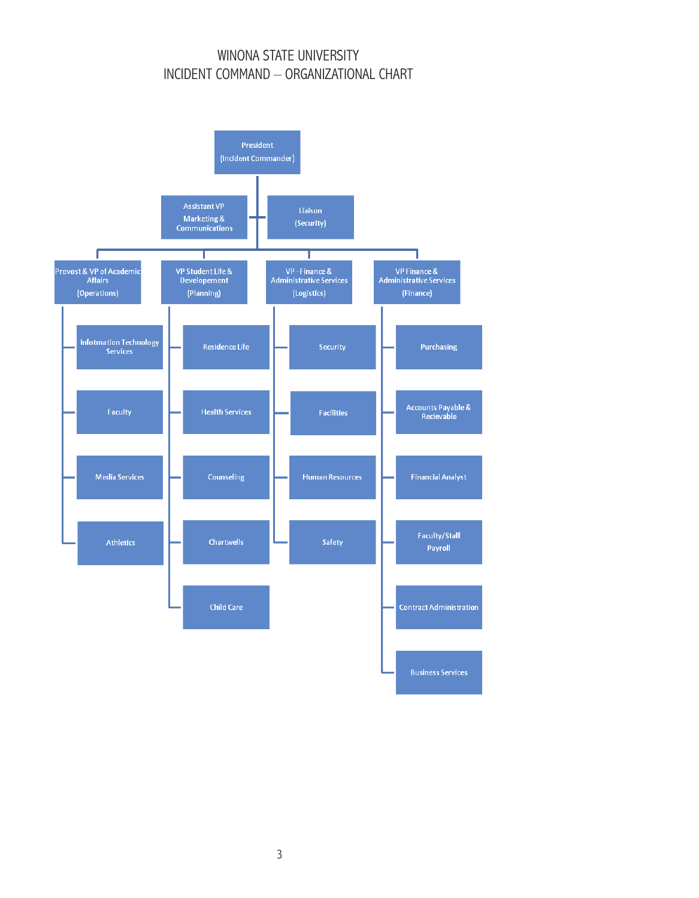# WINONA STATE UNIVERSITY
# INCIDENT COMMAND – ORGANIZATIONAL CHART

- **President (Incident Commander)**
  - Assistant VP Marketing & Communications
  - Liaison (Security)
  - **Provost & VP of Academic Affairs (Operations)**
    - Infotmation Technology Services
    - Faculty
    - Media Services
    - Athletics
  - **VP Student Life & Developement (Planning)**
    - Residence Life
    - Health Services
    - Counseling
    - Chartwells
    - Child Care
  - **VP - Finance & Administrative Services (Logistics)**
    - Security
    - Facilities
    - Human Resources
    - Safety
  - **VP Finance & Administrative Services (Finance)**
    - Purchasing
    - Accounts Payable & Recievable
    - Financial Analyst
    - Faculty/Staff Payroll
    - Contract Administration
    - Business Services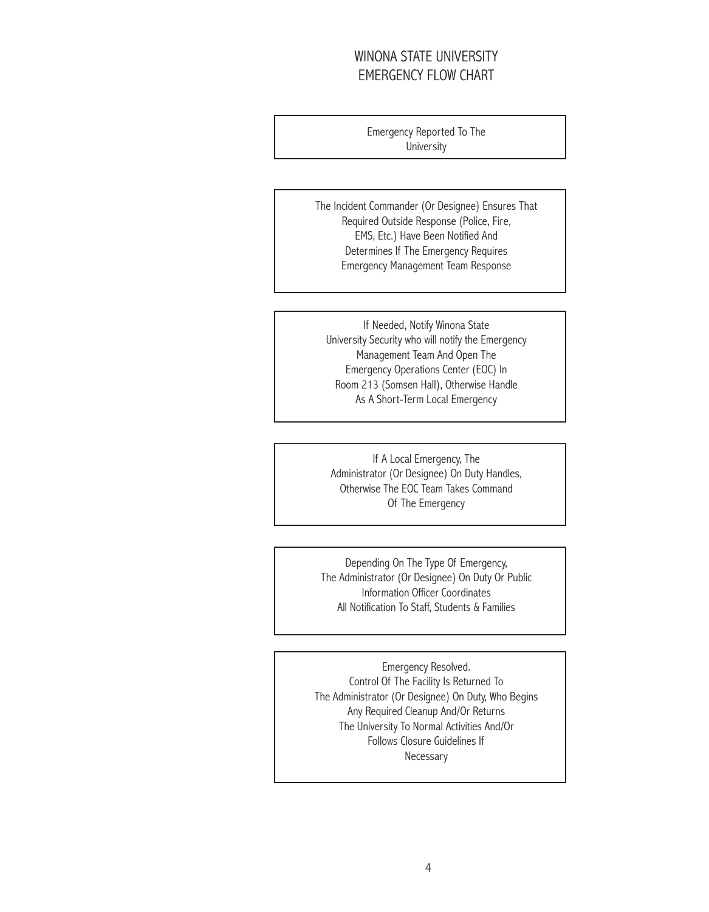# WINONA STATE UNIVERSITY EMERGENCY FLOW CHART

Emergency Reported To The University

The Incident Commander (Or Designee) Ensures That Required Outside Response (Police, Fire, EMS, Etc.) Have Been Notified And Determines If The Emergency Requires Emergency Management Team Response

If Needed, Notify Winona State University Security who will notify the Emergency Management Team And Open The Emergency Operations Center (EOC) In Room 213 (Somsen Hall), Otherwise Handle As A Short-Term Local Emergency

If A Local Emergency, The Administrator (Or Designee) On Duty Handles, Otherwise The EOC Team Takes Command Of The Emergency

Depending On The Type Of Emergency, The Administrator (Or Designee) On Duty Or Public Information Officer Coordinates All Notification To Staff, Students & Families

Emergency Resolved. Control Of The Facility Is Returned To The Administrator (Or Designee) On Duty, Who Begins Any Required Cleanup And/Or Returns The University To Normal Activities And/Or Follows Closure Guidelines If Necessary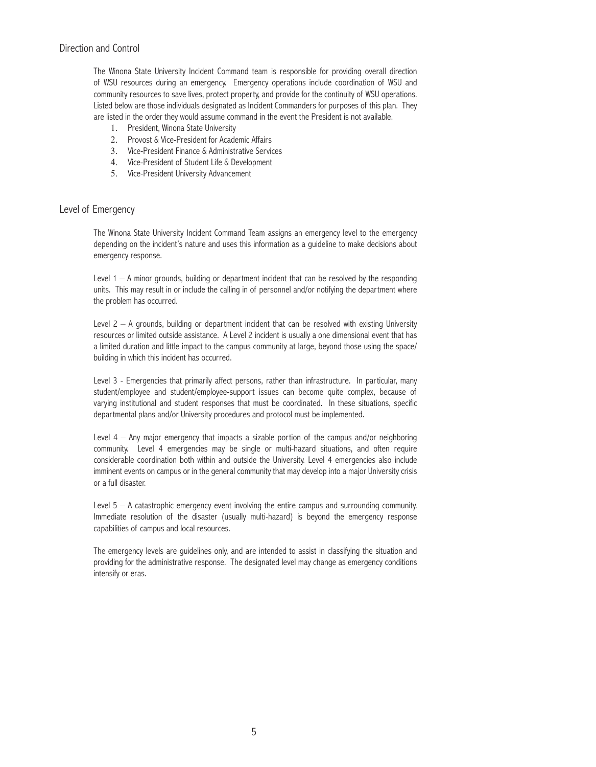## Direction and Control

The Winona State University Incident Command team is responsible for providing overall direction of WSU resources during an emergency. Emergency operations include coordination of WSU and community resources to save lives, protect property, and provide for the continuity of WSU operations. Listed below are those individuals designated as Incident Commanders for purposes of this plan. They are listed in the order they would assume command in the event the President is not available.

1. President, Winona State University
2. Provost & Vice-President for Academic Affairs
3. Vice-President Finance & Administrative Services
4. Vice-President of Student Life & Development
5. Vice-President University Advancement

## Level of Emergency

The Winona State University Incident Command Team assigns an emergency level to the emergency depending on the incident's nature and uses this information as a guideline to make decisions about emergency response.

Level 1 – A minor grounds, building or department incident that can be resolved by the responding units. This may result in or include the calling in of personnel and/or notifying the department where the problem has occurred.

Level 2 – A grounds, building or department incident that can be resolved with existing University resources or limited outside assistance. A Level 2 incident is usually a one dimensional event that has a limited duration and little impact to the campus community at large, beyond those using the space/building in which this incident has occurred.

Level 3 - Emergencies that primarily affect persons, rather than infrastructure. In particular, many student/employee and student/employee-support issues can become quite complex, because of varying institutional and student responses that must be coordinated. In these situations, specific departmental plans and/or University procedures and protocol must be implemented.

Level 4 – Any major emergency that impacts a sizable portion of the campus and/or neighboring community. Level 4 emergencies may be single or multi-hazard situations, and often require considerable coordination both within and outside the University. Level 4 emergencies also include imminent events on campus or in the general community that may develop into a major University crisis or a full disaster.

Level 5 – A catastrophic emergency event involving the entire campus and surrounding community. Immediate resolution of the disaster (usually multi-hazard) is beyond the emergency response capabilities of campus and local resources.

The emergency levels are guidelines only, and are intended to assist in classifying the situation and providing for the administrative response. The designated level may change as emergency conditions intensify or eras.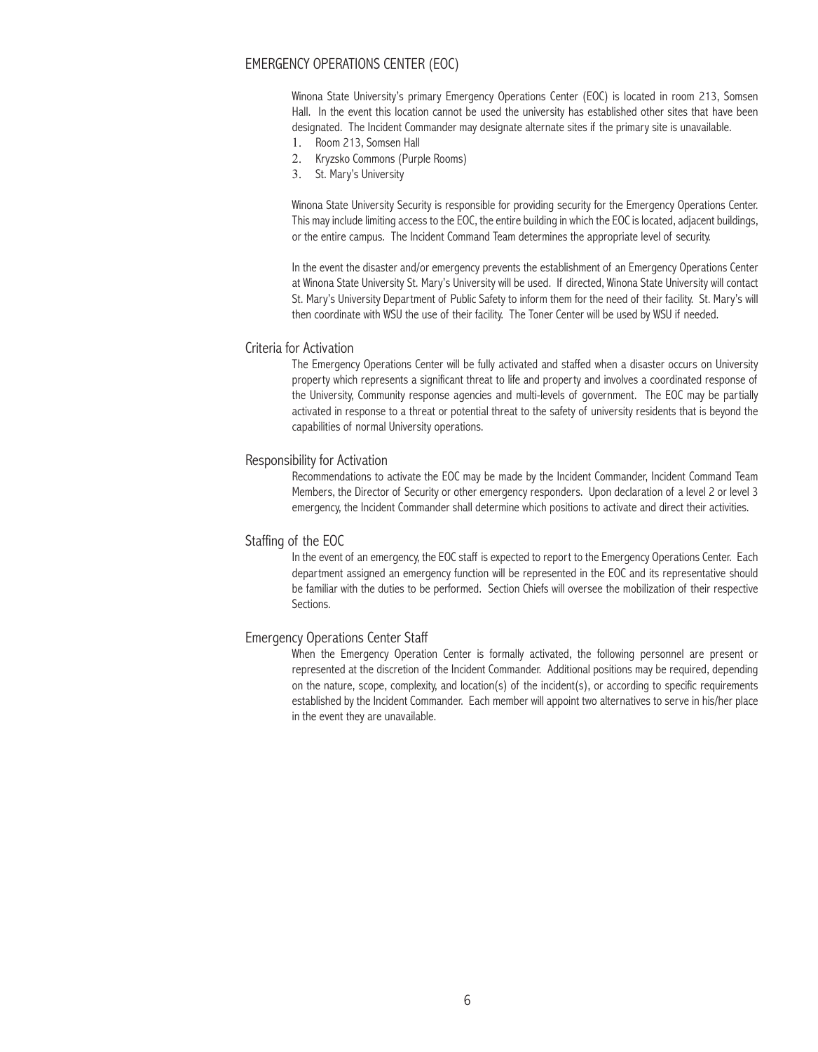## EMERGENCY OPERATIONS CENTER (EOC)

Winona State University's primary Emergency Operations Center (EOC) is located in room 213, Somsen Hall. In the event this location cannot be used the university has established other sites that have been designated. The Incident Commander may designate alternate sites if the primary site is unavailable.

1. Room 213, Somsen Hall
2. Kryzsko Commons (Purple Rooms)
3. St. Mary's University

Winona State University Security is responsible for providing security for the Emergency Operations Center. This may include limiting access to the EOC, the entire building in which the EOC is located, adjacent buildings, or the entire campus. The Incident Command Team determines the appropriate level of security.

In the event the disaster and/or emergency prevents the establishment of an Emergency Operations Center at Winona State University St. Mary's University will be used. If directed, Winona State University will contact St. Mary's University Department of Public Safety to inform them for the need of their facility. St. Mary's will then coordinate with WSU the use of their facility. The Toner Center will be used by WSU if needed.

### Criteria for Activation

The Emergency Operations Center will be fully activated and staffed when a disaster occurs on University property which represents a significant threat to life and property and involves a coordinated response of the University, Community response agencies and multi-levels of government. The EOC may be partially activated in response to a threat or potential threat to the safety of university residents that is beyond the capabilities of normal University operations.

### Responsibility for Activation

Recommendations to activate the EOC may be made by the Incident Commander, Incident Command Team Members, the Director of Security or other emergency responders. Upon declaration of a level 2 or level 3 emergency, the Incident Commander shall determine which positions to activate and direct their activities.

### Staffing of the EOC

In the event of an emergency, the EOC staff is expected to report to the Emergency Operations Center. Each department assigned an emergency function will be represented in the EOC and its representative should be familiar with the duties to be performed. Section Chiefs will oversee the mobilization of their respective Sections.

### Emergency Operations Center Staff

When the Emergency Operation Center is formally activated, the following personnel are present or represented at the discretion of the Incident Commander. Additional positions may be required, depending on the nature, scope, complexity, and location(s) of the incident(s), or according to specific requirements established by the Incident Commander. Each member will appoint two alternatives to serve in his/her place in the event they are unavailable.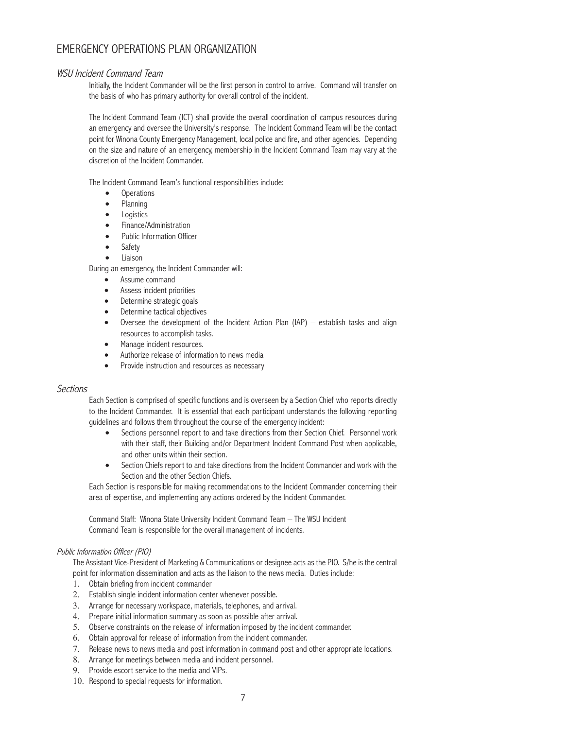# EMERGENCY OPERATIONS PLAN ORGANIZATION

## *WSU Incident Command Team*

Initially, the Incident Commander will be the first person in control to arrive. Command will transfer on the basis of who has primary authority for overall control of the incident.

The Incident Command Team (ICT) shall provide the overall coordination of campus resources during an emergency and oversee the University's response. The Incident Command Team will be the contact point for Winona County Emergency Management, local police and fire, and other agencies. Depending on the size and nature of an emergency, membership in the Incident Command Team may vary at the discretion of the Incident Commander.

The Incident Command Team's functional responsibilities include:

- Operations
- Planning
- Logistics
- Finance/Administration
- Public Information Officer
- Safety
- Liaison

During an emergency, the Incident Commander will:

- Assume command
- Assess incident priorities
- Determine strategic goals
- Determine tactical objectives
- Oversee the development of the Incident Action Plan (IAP) – establish tasks and align resources to accomplish tasks.
- Manage incident resources.
- Authorize release of information to news media
- Provide instruction and resources as necessary

## *Sections*

Each Section is comprised of specific functions and is overseen by a Section Chief who reports directly to the Incident Commander. It is essential that each participant understands the following reporting guidelines and follows them throughout the course of the emergency incident:

- Sections personnel report to and take directions from their Section Chief. Personnel work with their staff, their Building and/or Department Incident Command Post when applicable, and other units within their section.
- Section Chiefs report to and take directions from the Incident Commander and work with the Section and the other Section Chiefs.

Each Section is responsible for making recommendations to the Incident Commander concerning their area of expertise, and implementing any actions ordered by the Incident Commander.

Command Staff: Winona State University Incident Command Team – The WSU Incident Command Team is responsible for the overall management of incidents.

### *Public Information Officer (PIO)*

The Assistant Vice-President of Marketing & Communications or designee acts as the PIO. S/he is the central point for information dissemination and acts as the liaison to the news media. Duties include:

1. Obtain briefing from incident commander
2. Establish single incident information center whenever possible.
3. Arrange for necessary workspace, materials, telephones, and arrival.
4. Prepare initial information summary as soon as possible after arrival.
5. Observe constraints on the release of information imposed by the incident commander.
6. Obtain approval for release of information from the incident commander.
7. Release news to news media and post information in command post and other appropriate locations.
8. Arrange for meetings between media and incident personnel.
9. Provide escort service to the media and VIPs.
10. Respond to special requests for information.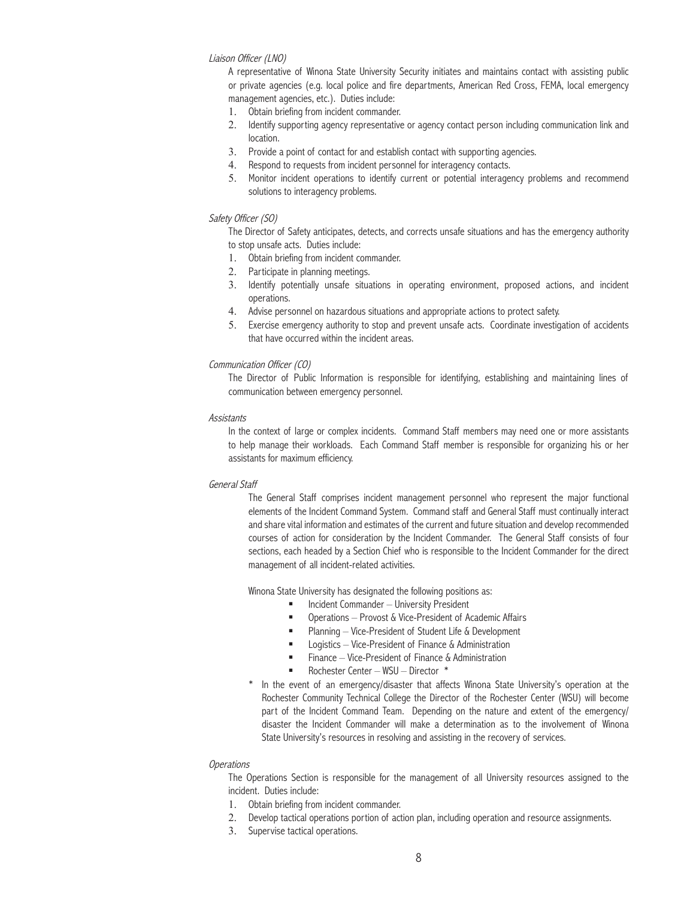*Liaison Officer (LNO)*

A representative of Winona State University Security initiates and maintains contact with assisting public or private agencies (e.g. local police and fire departments, American Red Cross, FEMA, local emergency management agencies, etc.). Duties include:

1. Obtain briefing from incident commander.
2. Identify supporting agency representative or agency contact person including communication link and location.
3. Provide a point of contact for and establish contact with supporting agencies.
4. Respond to requests from incident personnel for interagency contacts.
5. Monitor incident operations to identify current or potential interagency problems and recommend solutions to interagency problems.

*Safety Officer (SO)*

The Director of Safety anticipates, detects, and corrects unsafe situations and has the emergency authority to stop unsafe acts. Duties include:

1. Obtain briefing from incident commander.
2. Participate in planning meetings.
3. Identify potentially unsafe situations in operating environment, proposed actions, and incident operations.
4. Advise personnel on hazardous situations and appropriate actions to protect safety.
5. Exercise emergency authority to stop and prevent unsafe acts. Coordinate investigation of accidents that have occurred within the incident areas.

*Communication Officer (CO)*

The Director of Public Information is responsible for identifying, establishing and maintaining lines of communication between emergency personnel.

*Assistants*

In the context of large or complex incidents. Command Staff members may need one or more assistants to help manage their workloads. Each Command Staff member is responsible for organizing his or her assistants for maximum efficiency.

*General Staff*

The General Staff comprises incident management personnel who represent the major functional elements of the Incident Command System. Command staff and General Staff must continually interact and share vital information and estimates of the current and future situation and develop recommended courses of action for consideration by the Incident Commander. The General Staff consists of four sections, each headed by a Section Chief who is responsible to the Incident Commander for the direct management of all incident-related activities.

Winona State University has designated the following positions as:

- Incident Commander – University President
- Operations – Provost & Vice-President of Academic Affairs
- Planning – Vice-President of Student Life & Development
- Logistics – Vice-President of Finance & Administration
- Finance – Vice-President of Finance & Administration
- Rochester Center – WSU – Director *

\* In the event of an emergency/disaster that affects Winona State University's operation at the Rochester Community Technical College the Director of the Rochester Center (WSU) will become part of the Incident Command Team. Depending on the nature and extent of the emergency/disaster the Incident Commander will make a determination as to the involvement of Winona State University's resources in resolving and assisting in the recovery of services.

*Operations*

The Operations Section is responsible for the management of all University resources assigned to the incident. Duties include:

1. Obtain briefing from incident commander.
2. Develop tactical operations portion of action plan, including operation and resource assignments.
3. Supervise tactical operations.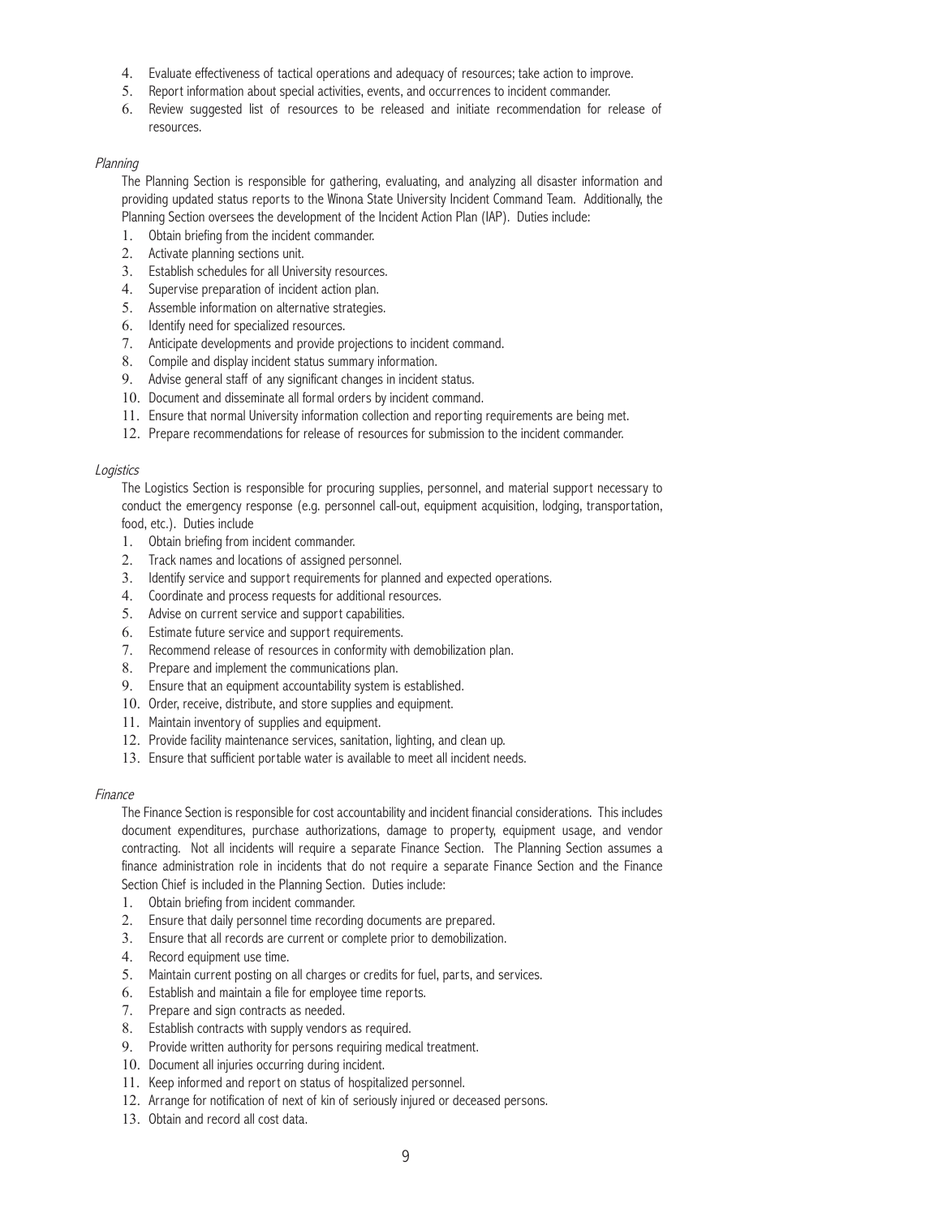4. Evaluate effectiveness of tactical operations and adequacy of resources; take action to improve.
5. Report information about special activities, events, and occurrences to incident commander.
6. Review suggested list of resources to be released and initiate recommendation for release of resources.

*Planning*

The Planning Section is responsible for gathering, evaluating, and analyzing all disaster information and providing updated status reports to the Winona State University Incident Command Team. Additionally, the Planning Section oversees the development of the Incident Action Plan (IAP). Duties include:

1. Obtain briefing from the incident commander.
2. Activate planning sections unit.
3. Establish schedules for all University resources.
4. Supervise preparation of incident action plan.
5. Assemble information on alternative strategies.
6. Identify need for specialized resources.
7. Anticipate developments and provide projections to incident command.
8. Compile and display incident status summary information.
9. Advise general staff of any significant changes in incident status.
10. Document and disseminate all formal orders by incident command.
11. Ensure that normal University information collection and reporting requirements are being met.
12. Prepare recommendations for release of resources for submission to the incident commander.

*Logistics*

The Logistics Section is responsible for procuring supplies, personnel, and material support necessary to conduct the emergency response (e.g. personnel call-out, equipment acquisition, lodging, transportation, food, etc.). Duties include

1. Obtain briefing from incident commander.
2. Track names and locations of assigned personnel.
3. Identify service and support requirements for planned and expected operations.
4. Coordinate and process requests for additional resources.
5. Advise on current service and support capabilities.
6. Estimate future service and support requirements.
7. Recommend release of resources in conformity with demobilization plan.
8. Prepare and implement the communications plan.
9. Ensure that an equipment accountability system is established.
10. Order, receive, distribute, and store supplies and equipment.
11. Maintain inventory of supplies and equipment.
12. Provide facility maintenance services, sanitation, lighting, and clean up.
13. Ensure that sufficient portable water is available to meet all incident needs.

*Finance*

The Finance Section is responsible for cost accountability and incident financial considerations. This includes document expenditures, purchase authorizations, damage to property, equipment usage, and vendor contracting. Not all incidents will require a separate Finance Section. The Planning Section assumes a finance administration role in incidents that do not require a separate Finance Section and the Finance Section Chief is included in the Planning Section. Duties include:

1. Obtain briefing from incident commander.
2. Ensure that daily personnel time recording documents are prepared.
3. Ensure that all records are current or complete prior to demobilization.
4. Record equipment use time.
5. Maintain current posting on all charges or credits for fuel, parts, and services.
6. Establish and maintain a file for employee time reports.
7. Prepare and sign contracts as needed.
8. Establish contracts with supply vendors as required.
9. Provide written authority for persons requiring medical treatment.
10. Document all injuries occurring during incident.
11. Keep informed and report on status of hospitalized personnel.
12. Arrange for notification of next of kin of seriously injured or deceased persons.
13. Obtain and record all cost data.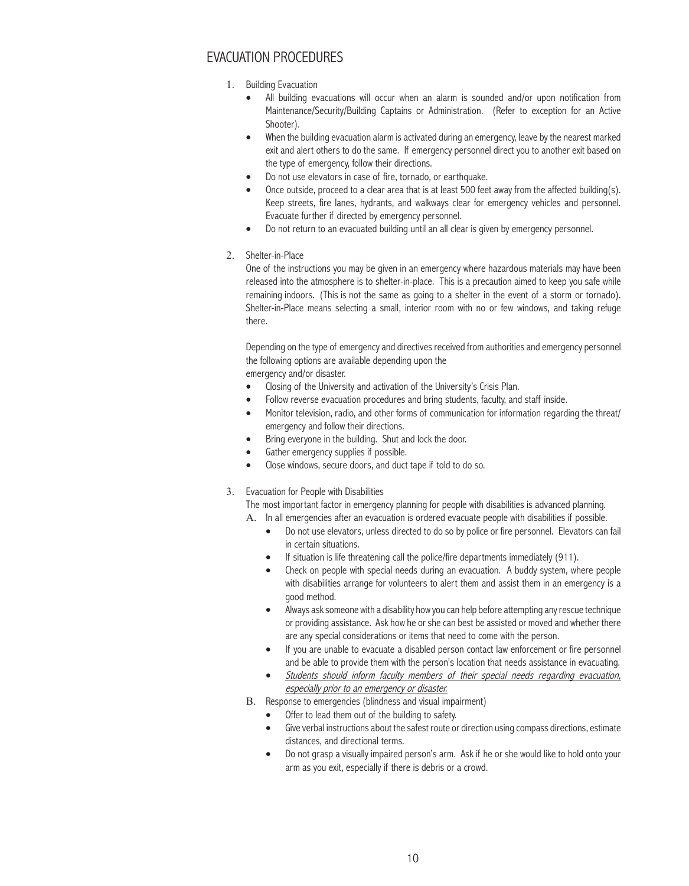## EVACUATION PROCEDURES

1. Building Evacuation
   - All building evacuations will occur when an alarm is sounded and/or upon notification from Maintenance/Security/Building Captains or Administration. (Refer to exception for an Active Shooter).
   - When the building evacuation alarm is activated during an emergency, leave by the nearest marked exit and alert others to do the same. If emergency personnel direct you to another exit based on the type of emergency, follow their directions.
   - Do not use elevators in case of fire, tornado, or earthquake.
   - Once outside, proceed to a clear area that is at least 500 feet away from the affected building(s). Keep streets, fire lanes, hydrants, and walkways clear for emergency vehicles and personnel. Evacuate further if directed by emergency personnel.
   - Do not return to an evacuated building until an all clear is given by emergency personnel.

2. Shelter-in-Place

   One of the instructions you may be given in an emergency where hazardous materials may have been released into the atmosphere is to shelter-in-place. This is a precaution aimed to keep you safe while remaining indoors. (This is not the same as going to a shelter in the event of a storm or tornado). Shelter-in-Place means selecting a small, interior room with no or few windows, and taking refuge there.

   Depending on the type of emergency and directives received from authorities and emergency personnel the following options are available depending upon the emergency and/or disaster.
   - Closing of the University and activation of the University's Crisis Plan.
   - Follow reverse evacuation procedures and bring students, faculty, and staff inside.
   - Monitor television, radio, and other forms of communication for information regarding the threat/emergency and follow their directions.
   - Bring everyone in the building. Shut and lock the door.
   - Gather emergency supplies if possible.
   - Close windows, secure doors, and duct tape if told to do so.

3. Evacuation for People with Disabilities

   The most important factor in emergency planning for people with disabilities is advanced planning.

   A. In all emergencies after an evacuation is ordered evacuate people with disabilities if possible.
   - Do not use elevators, unless directed to do so by police or fire personnel. Elevators can fail in certain situations.
   - If situation is life threatening call the police/fire departments immediately (911).
   - Check on people with special needs during an evacuation. A buddy system, where people with disabilities arrange for volunteers to alert them and assist them in an emergency is a good method.
   - Always ask someone with a disability how you can help before attempting any rescue technique or providing assistance. Ask how he or she can best be assisted or moved and whether there are any special considerations or items that need to come with the person.
   - If you are unable to evacuate a disabled person contact law enforcement or fire personnel and be able to provide them with the person's location that needs assistance in evacuating.
   - *Students should inform faculty members of their special needs regarding evacuation, especially prior to an emergency or disaster.*

   B. Response to emergencies (blindness and visual impairment)
   - Offer to lead them out of the building to safety.
   - Give verbal instructions about the safest route or direction using compass directions, estimate distances, and directional terms.
   - Do not grasp a visually impaired person's arm. Ask if he or she would like to hold onto your arm as you exit, especially if there is debris or a crowd.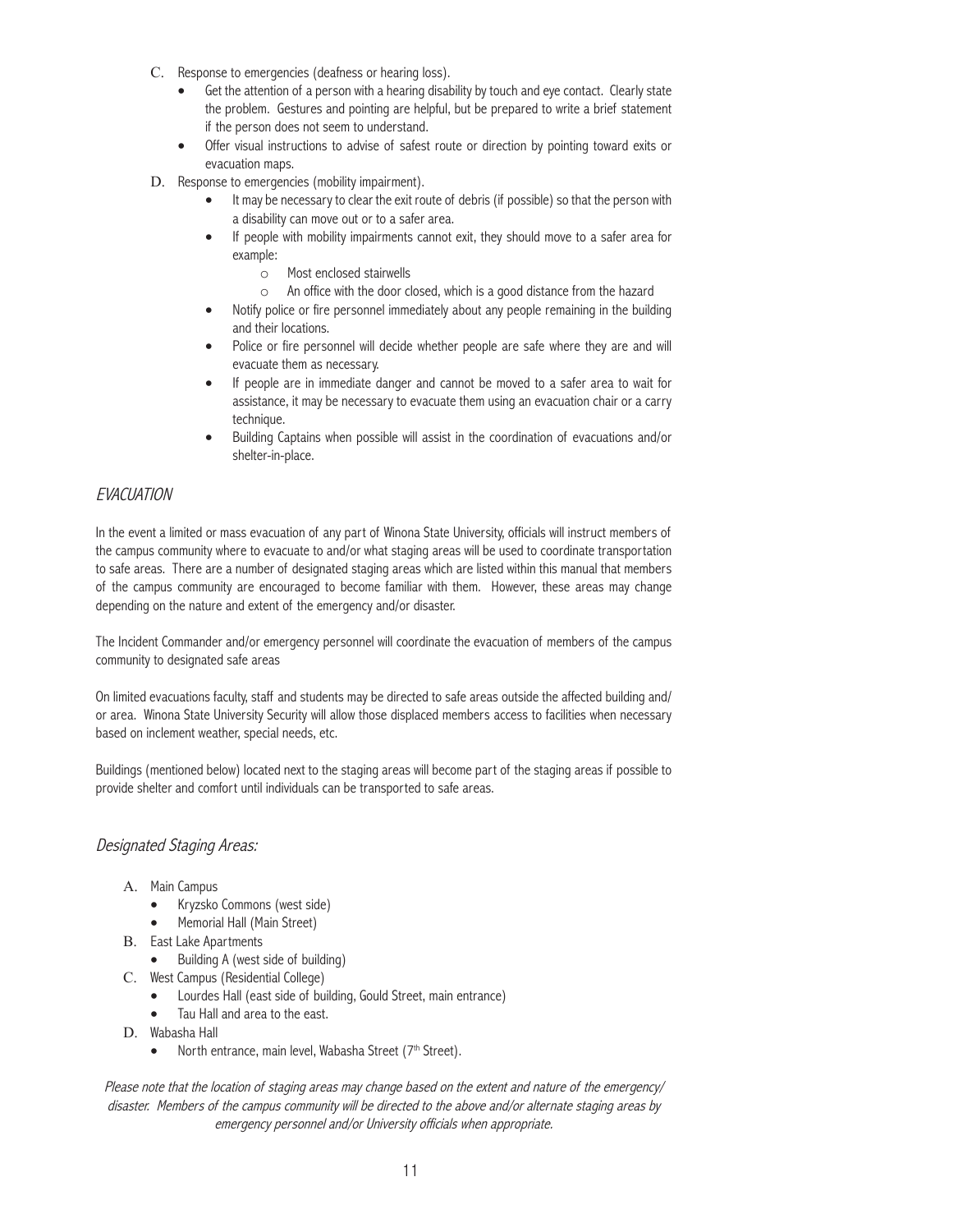C. Response to emergencies (deafness or hearing loss).

- Get the attention of a person with a hearing disability by touch and eye contact. Clearly state the problem. Gestures and pointing are helpful, but be prepared to write a brief statement if the person does not seem to understand.
- Offer visual instructions to advise of safest route or direction by pointing toward exits or evacuation maps.

D. Response to emergencies (mobility impairment).

- It may be necessary to clear the exit route of debris (if possible) so that the person with a disability can move out or to a safer area.
- If people with mobility impairments cannot exit, they should move to a safer area for example:
  - Most enclosed stairwells
  - An office with the door closed, which is a good distance from the hazard
- Notify police or fire personnel immediately about any people remaining in the building and their locations.
- Police or fire personnel will decide whether people are safe where they are and will evacuate them as necessary.
- If people are in immediate danger and cannot be moved to a safer area to wait for assistance, it may be necessary to evacuate them using an evacuation chair or a carry technique.
- Building Captains when possible will assist in the coordination of evacuations and/or shelter-in-place.

## *EVACUATION*

In the event a limited or mass evacuation of any part of Winona State University, officials will instruct members of the campus community where to evacuate to and/or what staging areas will be used to coordinate transportation to safe areas. There are a number of designated staging areas which are listed within this manual that members of the campus community are encouraged to become familiar with them. However, these areas may change depending on the nature and extent of the emergency and/or disaster.

The Incident Commander and/or emergency personnel will coordinate the evacuation of members of the campus community to designated safe areas

On limited evacuations faculty, staff and students may be directed to safe areas outside the affected building and/or area. Winona State University Security will allow those displaced members access to facilities when necessary based on inclement weather, special needs, etc.

Buildings (mentioned below) located next to the staging areas will become part of the staging areas if possible to provide shelter and comfort until individuals can be transported to safe areas.

### *Designated Staging Areas:*

A. Main Campus
- Kryzsko Commons (west side)
- Memorial Hall (Main Street)

B. East Lake Apartments
- Building A (west side of building)

C. West Campus (Residential College)
- Lourdes Hall (east side of building, Gould Street, main entrance)
- Tau Hall and area to the east.

D. Wabasha Hall
- North entrance, main level, Wabasha Street (7th Street).

*Please note that the location of staging areas may change based on the extent and nature of the emergency/disaster. Members of the campus community will be directed to the above and/or alternate staging areas by emergency personnel and/or University officials when appropriate.*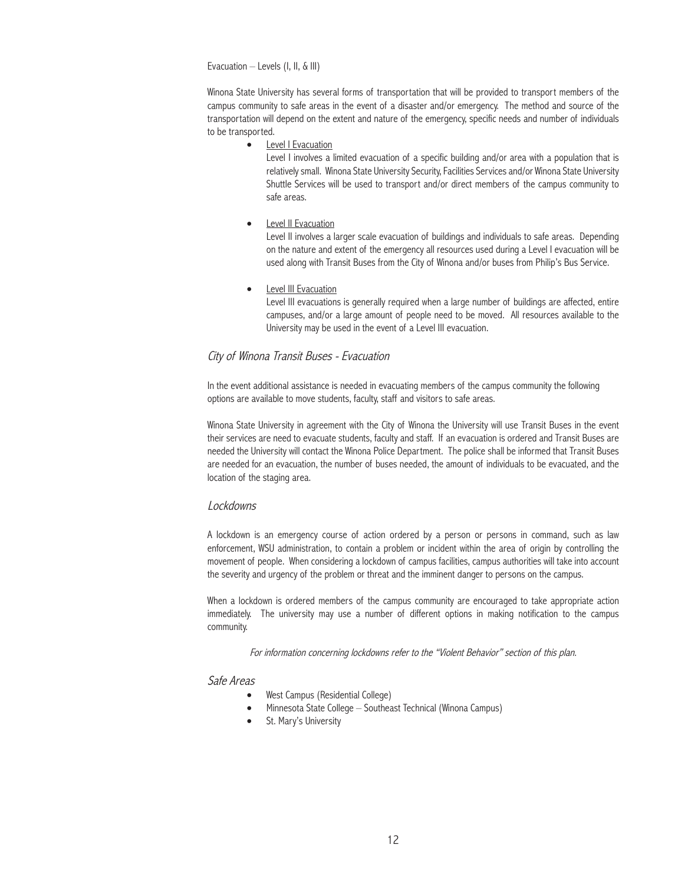Evacuation – Levels (I, II, & III)

Winona State University has several forms of transportation that will be provided to transport members of the campus community to safe areas in the event of a disaster and/or emergency. The method and source of the transportation will depend on the extent and nature of the emergency, specific needs and number of individuals to be transported.

- <u>Level I Evacuation</u>
  Level I involves a limited evacuation of a specific building and/or area with a population that is relatively small. Winona State University Security, Facilities Services and/or Winona State University Shuttle Services will be used to transport and/or direct members of the campus community to safe areas.

- <u>Level II Evacuation</u>
  Level II involves a larger scale evacuation of buildings and individuals to safe areas. Depending on the nature and extent of the emergency all resources used during a Level I evacuation will be used along with Transit Buses from the City of Winona and/or buses from Philip's Bus Service.

- <u>Level III Evacuation</u>
  Level III evacuations is generally required when a large number of buildings are affected, entire campuses, and/or a large amount of people need to be moved. All resources available to the University may be used in the event of a Level III evacuation.

## *City of Winona Transit Buses - Evacuation*

In the event additional assistance is needed in evacuating members of the campus community the following options are available to move students, faculty, staff and visitors to safe areas.

Winona State University in agreement with the City of Winona the University will use Transit Buses in the event their services are need to evacuate students, faculty and staff. If an evacuation is ordered and Transit Buses are needed the University will contact the Winona Police Department. The police shall be informed that Transit Buses are needed for an evacuation, the number of buses needed, the amount of individuals to be evacuated, and the location of the staging area.

## *Lockdowns*

A lockdown is an emergency course of action ordered by a person or persons in command, such as law enforcement, WSU administration, to contain a problem or incident within the area of origin by controlling the movement of people. When considering a lockdown of campus facilities, campus authorities will take into account the severity and urgency of the problem or threat and the imminent danger to persons on the campus.

When a lockdown is ordered members of the campus community are encouraged to take appropriate action immediately. The university may use a number of different options in making notification to the campus community.

*For information concerning lockdowns refer to the "Violent Behavior" section of this plan.*

## *Safe Areas*

- West Campus (Residential College)
- Minnesota State College – Southeast Technical (Winona Campus)
- St. Mary's University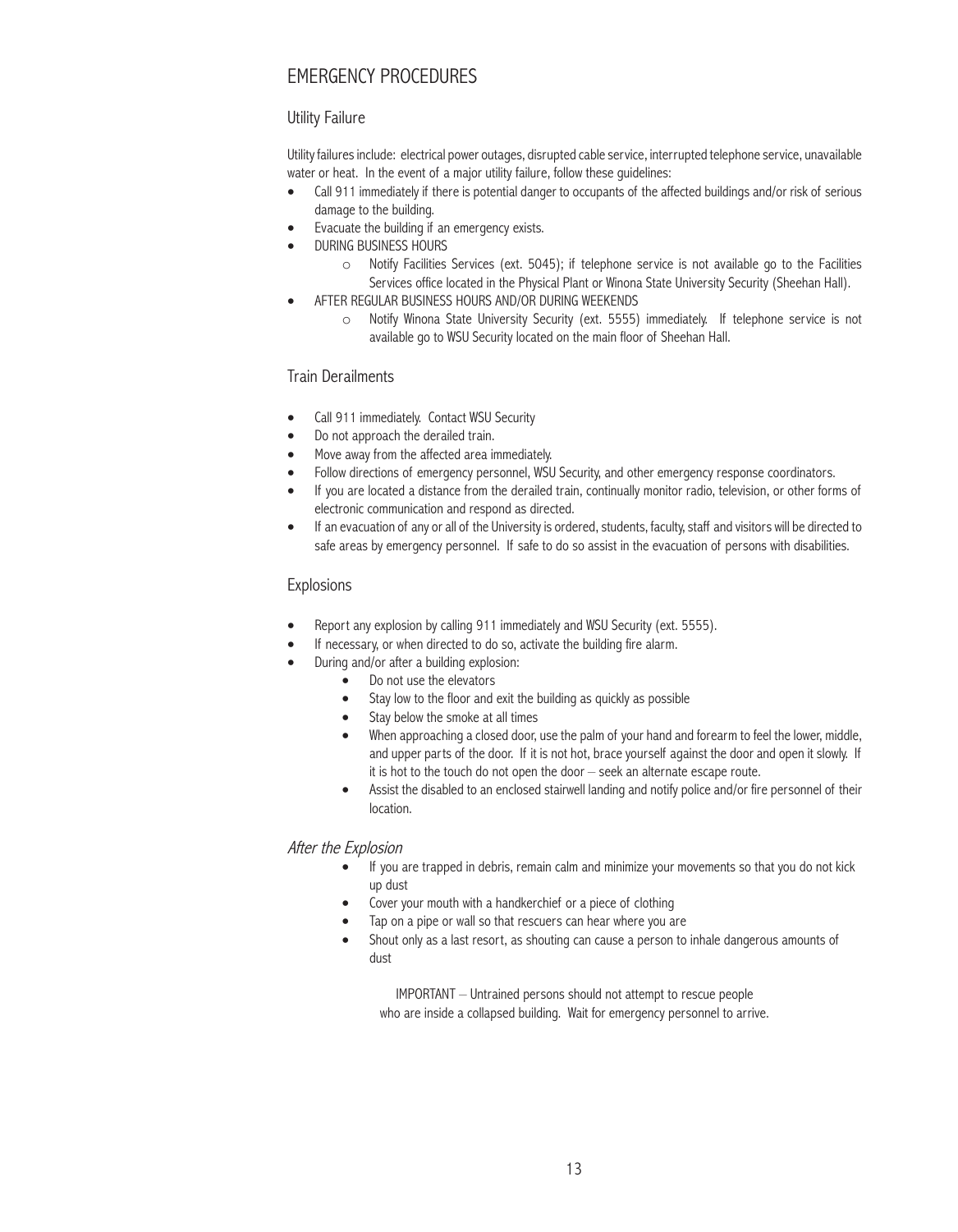# EMERGENCY PROCEDURES

## Utility Failure

Utility failures include: electrical power outages, disrupted cable service, interrupted telephone service, unavailable water or heat. In the event of a major utility failure, follow these guidelines:

- Call 911 immediately if there is potential danger to occupants of the affected buildings and/or risk of serious damage to the building.
- Evacuate the building if an emergency exists.
- DURING BUSINESS HOURS
    - Notify Facilities Services (ext. 5045); if telephone service is not available go to the Facilities Services office located in the Physical Plant or Winona State University Security (Sheehan Hall).
- AFTER REGULAR BUSINESS HOURS AND/OR DURING WEEKENDS
    - Notify Winona State University Security (ext. 5555) immediately. If telephone service is not available go to WSU Security located on the main floor of Sheehan Hall.

## Train Derailments

- Call 911 immediately. Contact WSU Security
- Do not approach the derailed train.
- Move away from the affected area immediately.
- Follow directions of emergency personnel, WSU Security, and other emergency response coordinators.
- If you are located a distance from the derailed train, continually monitor radio, television, or other forms of electronic communication and respond as directed.
- If an evacuation of any or all of the University is ordered, students, faculty, staff and visitors will be directed to safe areas by emergency personnel. If safe to do so assist in the evacuation of persons with disabilities.

## Explosions

- Report any explosion by calling 911 immediately and WSU Security (ext. 5555).
- If necessary, or when directed to do so, activate the building fire alarm.
- During and/or after a building explosion:
    - Do not use the elevators
    - Stay low to the floor and exit the building as quickly as possible
    - Stay below the smoke at all times
    - When approaching a closed door, use the palm of your hand and forearm to feel the lower, middle, and upper parts of the door. If it is not hot, brace yourself against the door and open it slowly. If it is hot to the touch do not open the door – seek an alternate escape route.
    - Assist the disabled to an enclosed stairwell landing and notify police and/or fire personnel of their location.

### *After the Explosion*

- If you are trapped in debris, remain calm and minimize your movements so that you do not kick up dust
- Cover your mouth with a handkerchief or a piece of clothing
- Tap on a pipe or wall so that rescuers can hear where you are
- Shout only as a last resort, as shouting can cause a person to inhale dangerous amounts of dust

IMPORTANT – Untrained persons should not attempt to rescue people who are inside a collapsed building. Wait for emergency personnel to arrive.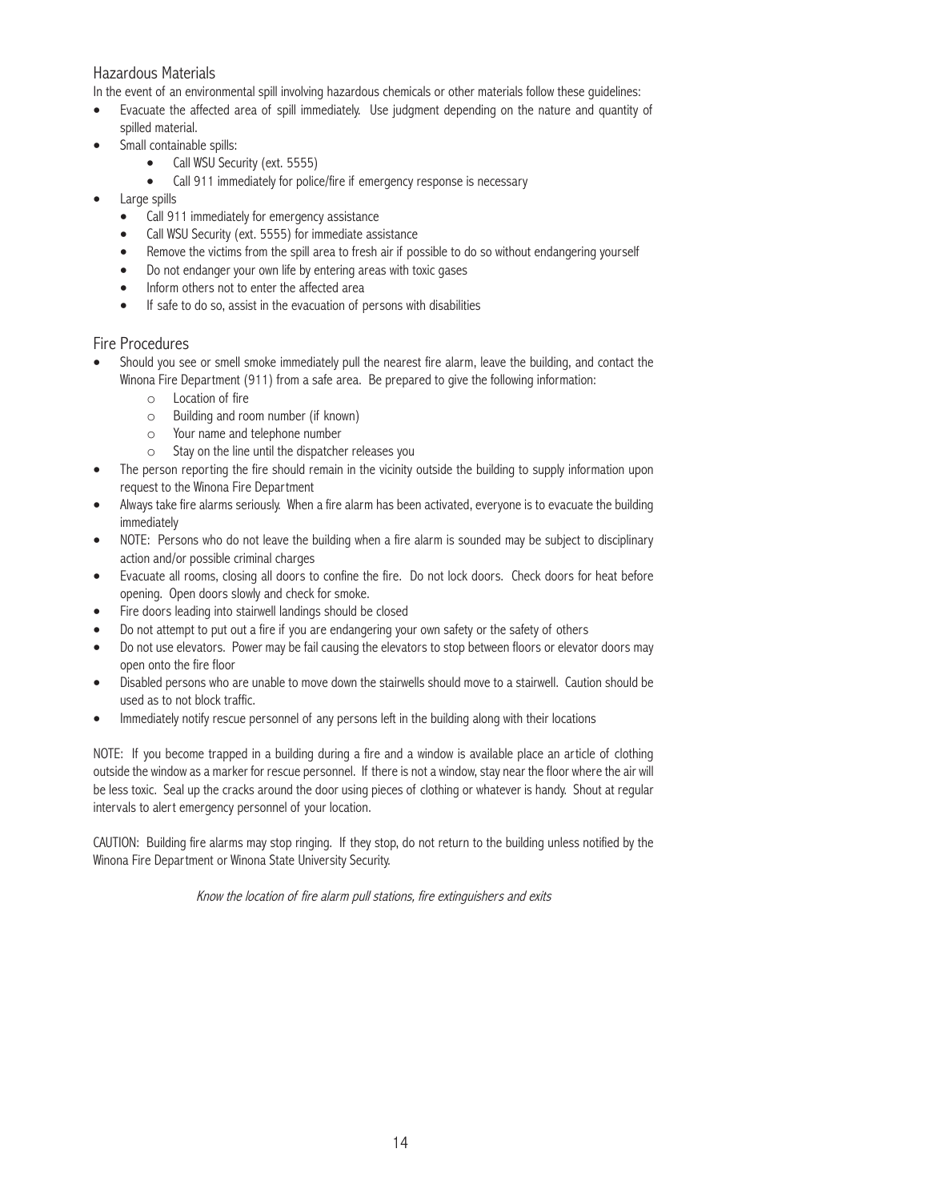## Hazardous Materials

In the event of an environmental spill involving hazardous chemicals or other materials follow these guidelines:

- Evacuate the affected area of spill immediately. Use judgment depending on the nature and quantity of spilled material.
- Small containable spills:
  - Call WSU Security (ext. 5555)
  - Call 911 immediately for police/fire if emergency response is necessary
- Large spills
  - Call 911 immediately for emergency assistance
  - Call WSU Security (ext. 5555) for immediate assistance
  - Remove the victims from the spill area to fresh air if possible to do so without endangering yourself
  - Do not endanger your own life by entering areas with toxic gases
  - Inform others not to enter the affected area
  - If safe to do so, assist in the evacuation of persons with disabilities

## Fire Procedures

- Should you see or smell smoke immediately pull the nearest fire alarm, leave the building, and contact the Winona Fire Department (911) from a safe area. Be prepared to give the following information:
  - Location of fire
  - Building and room number (if known)
  - Your name and telephone number
  - Stay on the line until the dispatcher releases you
- The person reporting the fire should remain in the vicinity outside the building to supply information upon request to the Winona Fire Department
- Always take fire alarms seriously. When a fire alarm has been activated, everyone is to evacuate the building immediately
- NOTE: Persons who do not leave the building when a fire alarm is sounded may be subject to disciplinary action and/or possible criminal charges
- Evacuate all rooms, closing all doors to confine the fire. Do not lock doors. Check doors for heat before opening. Open doors slowly and check for smoke.
- Fire doors leading into stairwell landings should be closed
- Do not attempt to put out a fire if you are endangering your own safety or the safety of others
- Do not use elevators. Power may be fail causing the elevators to stop between floors or elevator doors may open onto the fire floor
- Disabled persons who are unable to move down the stairwells should move to a stairwell. Caution should be used as to not block traffic.
- Immediately notify rescue personnel of any persons left in the building along with their locations

NOTE: If you become trapped in a building during a fire and a window is available place an article of clothing outside the window as a marker for rescue personnel. If there is not a window, stay near the floor where the air will be less toxic. Seal up the cracks around the door using pieces of clothing or whatever is handy. Shout at regular intervals to alert emergency personnel of your location.

CAUTION: Building fire alarms may stop ringing. If they stop, do not return to the building unless notified by the Winona Fire Department or Winona State University Security.

*Know the location of fire alarm pull stations, fire extinguishers and exits*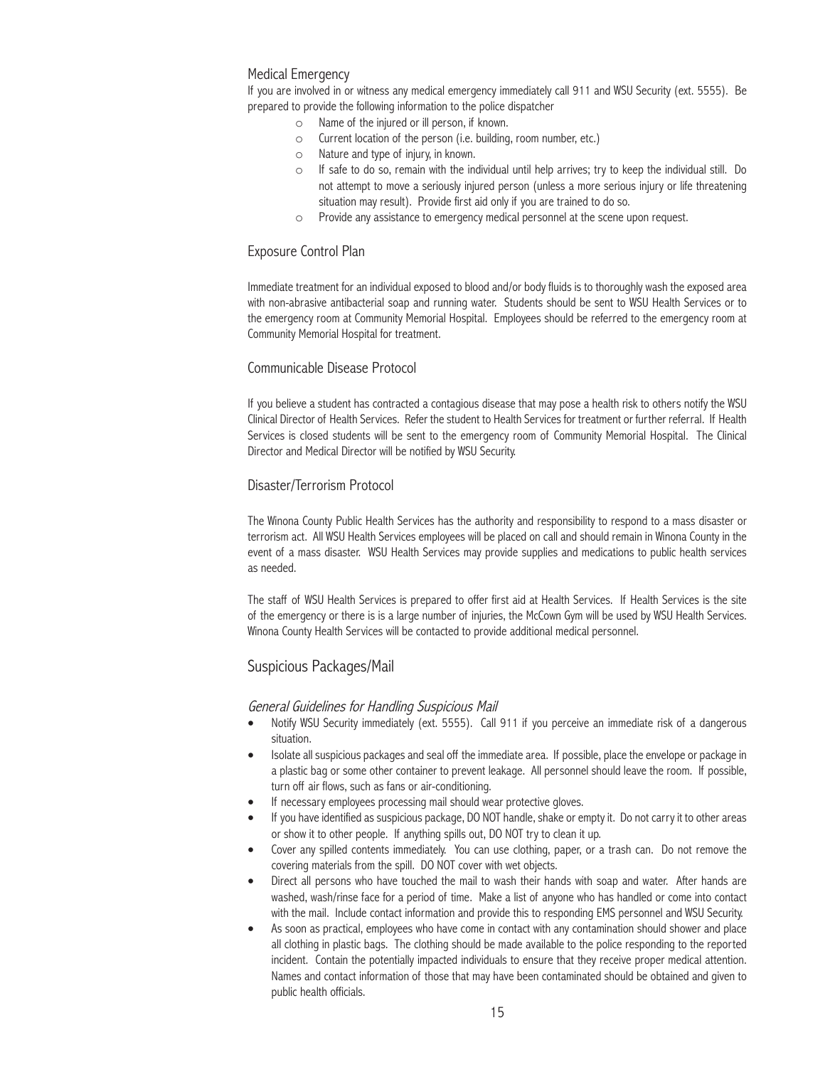## Medical Emergency

If you are involved in or witness any medical emergency immediately call 911 and WSU Security (ext. 5555). Be prepared to provide the following information to the police dispatcher

- Name of the injured or ill person, if known.
- Current location of the person (i.e. building, room number, etc.)
- Nature and type of injury, in known.
- If safe to do so, remain with the individual until help arrives; try to keep the individual still. Do not attempt to move a seriously injured person (unless a more serious injury or life threatening situation may result). Provide first aid only if you are trained to do so.
- Provide any assistance to emergency medical personnel at the scene upon request.

## Exposure Control Plan

Immediate treatment for an individual exposed to blood and/or body fluids is to thoroughly wash the exposed area with non-abrasive antibacterial soap and running water. Students should be sent to WSU Health Services or to the emergency room at Community Memorial Hospital. Employees should be referred to the emergency room at Community Memorial Hospital for treatment.

## Communicable Disease Protocol

If you believe a student has contracted a contagious disease that may pose a health risk to others notify the WSU Clinical Director of Health Services. Refer the student to Health Services for treatment or further referral. If Health Services is closed students will be sent to the emergency room of Community Memorial Hospital. The Clinical Director and Medical Director will be notified by WSU Security.

## Disaster/Terrorism Protocol

The Winona County Public Health Services has the authority and responsibility to respond to a mass disaster or terrorism act. All WSU Health Services employees will be placed on call and should remain in Winona County in the event of a mass disaster. WSU Health Services may provide supplies and medications to public health services as needed.

The staff of WSU Health Services is prepared to offer first aid at Health Services. If Health Services is the site of the emergency or there is is a large number of injuries, the McCown Gym will be used by WSU Health Services. Winona County Health Services will be contacted to provide additional medical personnel.

## Suspicious Packages/Mail

### *General Guidelines for Handling Suspicious Mail*

- Notify WSU Security immediately (ext. 5555). Call 911 if you perceive an immediate risk of a dangerous situation.
- Isolate all suspicious packages and seal off the immediate area. If possible, place the envelope or package in a plastic bag or some other container to prevent leakage. All personnel should leave the room. If possible, turn off air flows, such as fans or air-conditioning.
- If necessary employees processing mail should wear protective gloves.
- If you have identified as suspicious package, DO NOT handle, shake or empty it. Do not carry it to other areas or show it to other people. If anything spills out, DO NOT try to clean it up.
- Cover any spilled contents immediately. You can use clothing, paper, or a trash can. Do not remove the covering materials from the spill. DO NOT cover with wet objects.
- Direct all persons who have touched the mail to wash their hands with soap and water. After hands are washed, wash/rinse face for a period of time. Make a list of anyone who has handled or come into contact with the mail. Include contact information and provide this to responding EMS personnel and WSU Security.
- As soon as practical, employees who have come in contact with any contamination should shower and place all clothing in plastic bags. The clothing should be made available to the police responding to the reported incident. Contain the potentially impacted individuals to ensure that they receive proper medical attention. Names and contact information of those that may have been contaminated should be obtained and given to public health officials.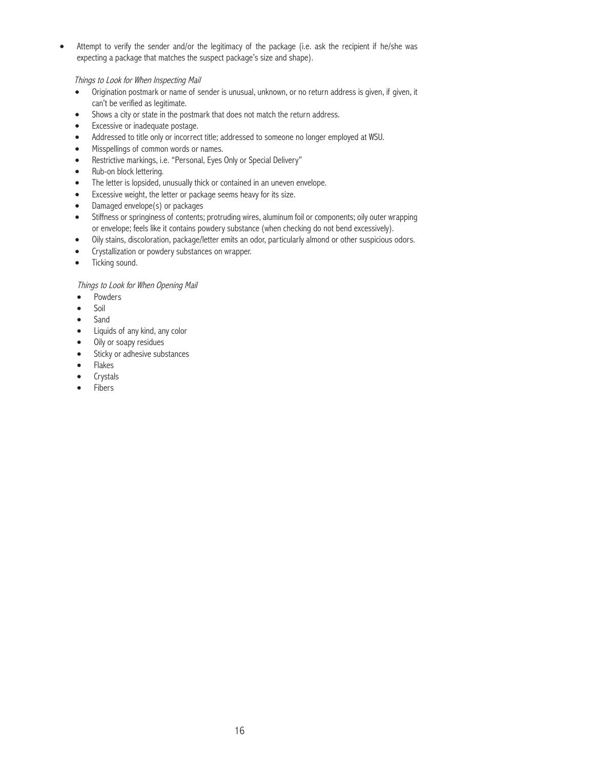- Attempt to verify the sender and/or the legitimacy of the package (i.e. ask the recipient if he/she was expecting a package that matches the suspect package's size and shape).

*Things to Look for When Inspecting Mail*

- Origination postmark or name of sender is unusual, unknown, or no return address is given, if given, it can't be verified as legitimate.
- Shows a city or state in the postmark that does not match the return address.
- Excessive or inadequate postage.
- Addressed to title only or incorrect title; addressed to someone no longer employed at WSU.
- Misspellings of common words or names.
- Restrictive markings, i.e. "Personal, Eyes Only or Special Delivery"
- Rub-on block lettering.
- The letter is lopsided, unusually thick or contained in an uneven envelope.
- Excessive weight, the letter or package seems heavy for its size.
- Damaged envelope(s) or packages
- Stiffness or springiness of contents; protruding wires, aluminum foil or components; oily outer wrapping or envelope; feels like it contains powdery substance (when checking do not bend excessively).
- Oily stains, discoloration, package/letter emits an odor, particularly almond or other suspicious odors.
- Crystallization or powdery substances on wrapper.
- Ticking sound.

*Things to Look for When Opening Mail*

- Powders
- Soil
- Sand
- Liquids of any kind, any color
- Oily or soapy residues
- Sticky or adhesive substances
- Flakes
- Crystals
- Fibers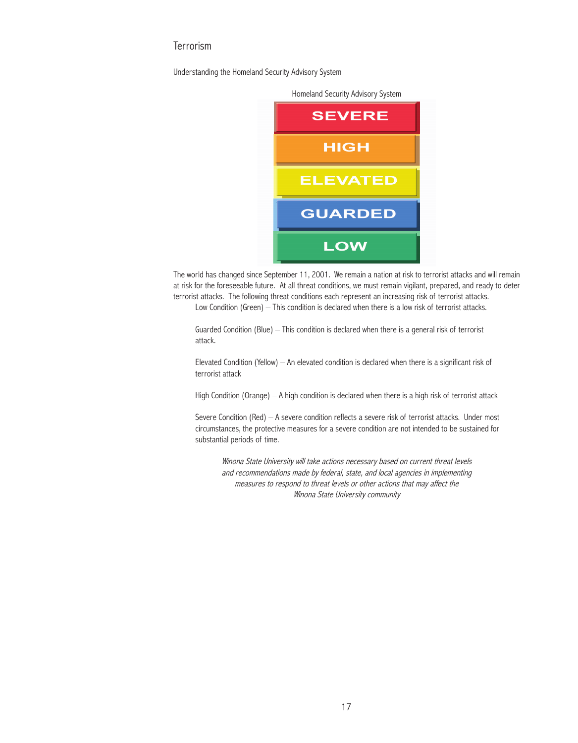## Terrorism

Understanding the Homeland Security Advisory System

Homeland Security Advisory System

SEVERE

HIGH

ELEVATED

GUARDED

LOW

The world has changed since September 11, 2001. We remain a nation at risk to terrorist attacks and will remain at risk for the foreseeable future. At all threat conditions, we must remain vigilant, prepared, and ready to deter terrorist attacks. The following threat conditions each represent an increasing risk of terrorist attacks.

Low Condition (Green) – This condition is declared when there is a low risk of terrorist attacks.

Guarded Condition (Blue) – This condition is declared when there is a general risk of terrorist attack.

Elevated Condition (Yellow) – An elevated condition is declared when there is a significant risk of terrorist attack

High Condition (Orange) – A high condition is declared when there is a high risk of terrorist attack

Severe Condition (Red) – A severe condition reflects a severe risk of terrorist attacks. Under most circumstances, the protective measures for a severe condition are not intended to be sustained for substantial periods of time.

*Winona State University will take actions necessary based on current threat levels and recommendations made by federal, state, and local agencies in implementing measures to respond to threat levels or other actions that may affect the Winona State University community*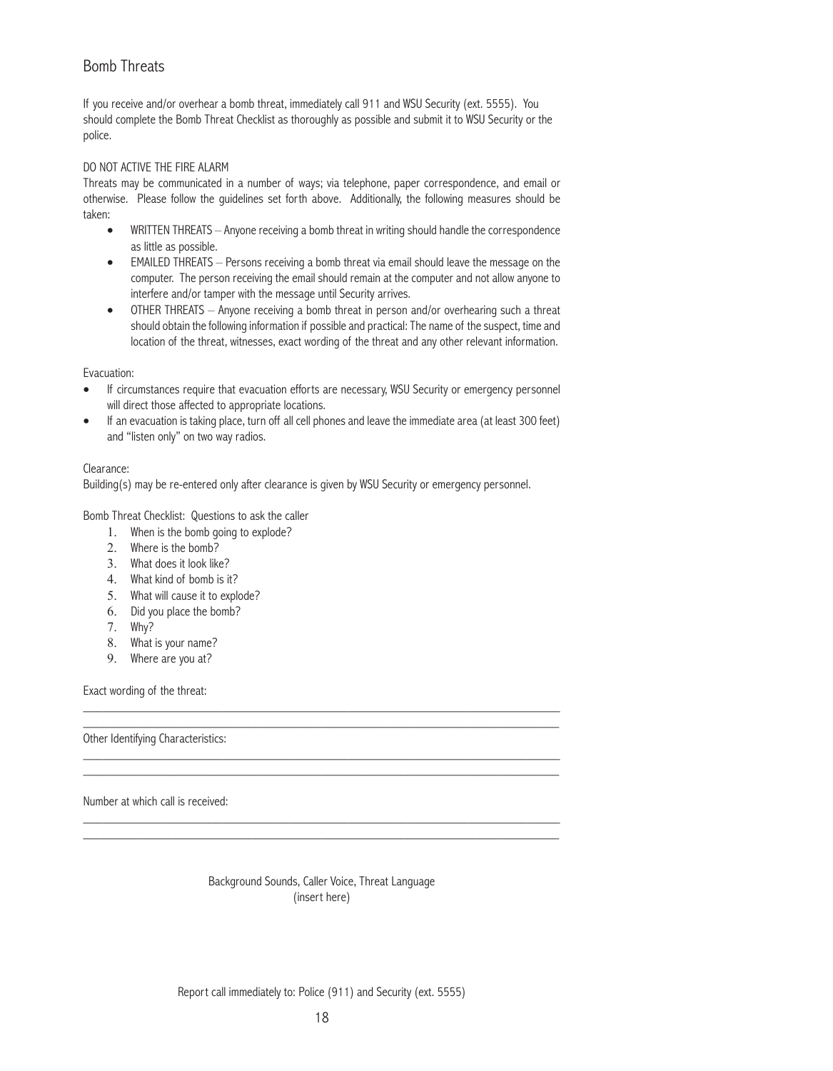## Bomb Threats

If you receive and/or overhear a bomb threat, immediately call 911 and WSU Security (ext. 5555). You should complete the Bomb Threat Checklist as thoroughly as possible and submit it to WSU Security or the police.

DO NOT ACTIVE THE FIRE ALARM

Threats may be communicated in a number of ways; via telephone, paper correspondence, and email or otherwise. Please follow the guidelines set forth above. Additionally, the following measures should be taken:

- WRITTEN THREATS – Anyone receiving a bomb threat in writing should handle the correspondence as little as possible.
- EMAILED THREATS – Persons receiving a bomb threat via email should leave the message on the computer. The person receiving the email should remain at the computer and not allow anyone to interfere and/or tamper with the message until Security arrives.
- OTHER THREATS – Anyone receiving a bomb threat in person and/or overhearing such a threat should obtain the following information if possible and practical: The name of the suspect, time and location of the threat, witnesses, exact wording of the threat and any other relevant information.

Evacuation:

- If circumstances require that evacuation efforts are necessary, WSU Security or emergency personnel will direct those affected to appropriate locations.
- If an evacuation is taking place, turn off all cell phones and leave the immediate area (at least 300 feet) and "listen only" on two way radios.

Clearance:

Building(s) may be re-entered only after clearance is given by WSU Security or emergency personnel.

Bomb Threat Checklist: Questions to ask the caller

1. When is the bomb going to explode?
2. Where is the bomb?
3. What does it look like?
4. What kind of bomb is it?
5. What will cause it to explode?
6. Did you place the bomb?
7. Why?
8. What is your name?
9. Where are you at?

Exact wording of the threat:

\_\_\_\_\_\_\_\_\_\_\_\_\_\_\_\_\_\_\_\_\_\_\_\_\_\_\_\_\_\_\_\_\_\_\_\_\_\_\_\_\_\_\_\_\_\_\_\_\_\_\_\_\_\_\_\_\_\_\_\_\_\_\_\_\_\_\_\_\_\_\_\_\_\_\_\_

\_\_\_\_\_\_\_\_\_\_\_\_\_\_\_\_\_\_\_\_\_\_\_\_\_\_\_\_\_\_\_\_\_\_\_\_\_\_\_\_\_\_\_\_\_\_\_\_\_\_\_\_\_\_\_\_\_\_\_\_\_\_\_\_\_\_\_\_\_\_\_\_\_\_\_\_

Other Identifying Characteristics:

\_\_\_\_\_\_\_\_\_\_\_\_\_\_\_\_\_\_\_\_\_\_\_\_\_\_\_\_\_\_\_\_\_\_\_\_\_\_\_\_\_\_\_\_\_\_\_\_\_\_\_\_\_\_\_\_\_\_\_\_\_\_\_\_\_\_\_\_\_\_\_\_\_\_\_\_

\_\_\_\_\_\_\_\_\_\_\_\_\_\_\_\_\_\_\_\_\_\_\_\_\_\_\_\_\_\_\_\_\_\_\_\_\_\_\_\_\_\_\_\_\_\_\_\_\_\_\_\_\_\_\_\_\_\_\_\_\_\_\_\_\_\_\_\_\_\_\_\_\_\_\_\_

Number at which call is received:

\_\_\_\_\_\_\_\_\_\_\_\_\_\_\_\_\_\_\_\_\_\_\_\_\_\_\_\_\_\_\_\_\_\_\_\_\_\_\_\_\_\_\_\_\_\_\_\_\_\_\_\_\_\_\_\_\_\_\_\_\_\_\_\_\_\_\_\_\_\_\_\_\_\_\_\_

\_\_\_\_\_\_\_\_\_\_\_\_\_\_\_\_\_\_\_\_\_\_\_\_\_\_\_\_\_\_\_\_\_\_\_\_\_\_\_\_\_\_\_\_\_\_\_\_\_\_\_\_\_\_\_\_\_\_\_\_\_\_\_\_\_\_\_\_\_\_\_\_\_\_\_\_

Background Sounds, Caller Voice, Threat Language
(insert here)

Report call immediately to: Police (911) and Security (ext. 5555)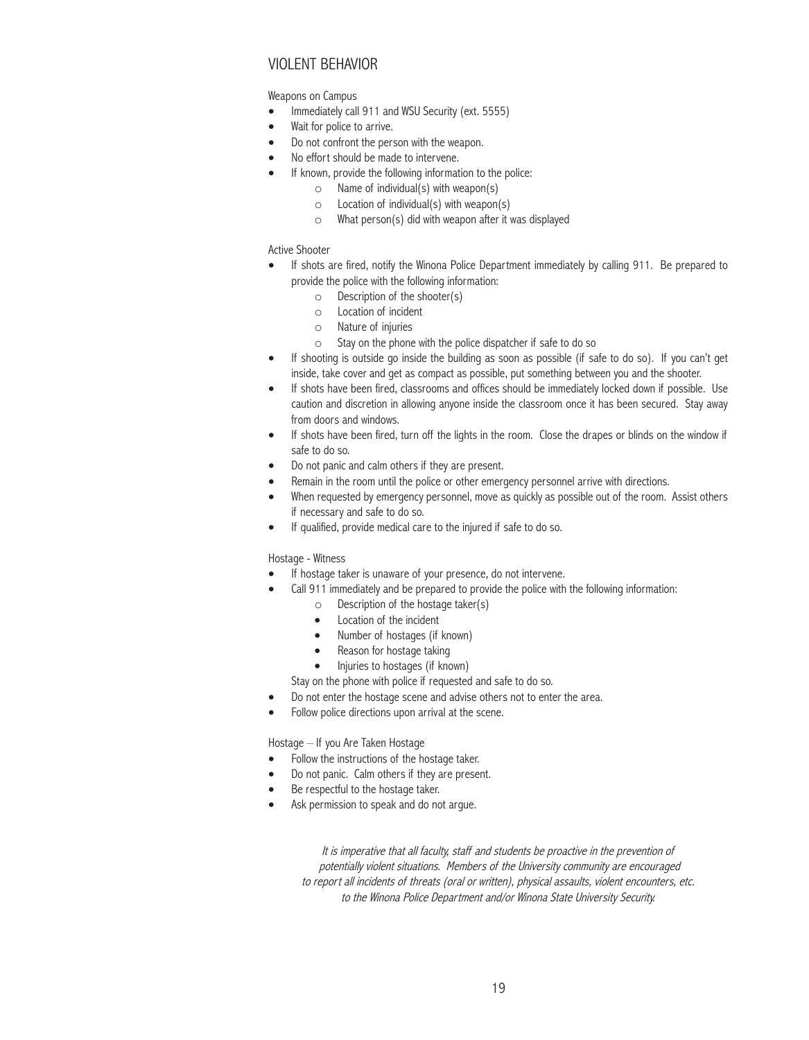## VIOLENT BEHAVIOR

### Weapons on Campus

- Immediately call 911 and WSU Security (ext. 5555)
- Wait for police to arrive.
- Do not confront the person with the weapon.
- No effort should be made to intervene.
- If known, provide the following information to the police:
  - Name of individual(s) with weapon(s)
  - Location of individual(s) with weapon(s)
  - What person(s) did with weapon after it was displayed

### Active Shooter

- If shots are fired, notify the Winona Police Department immediately by calling 911. Be prepared to provide the police with the following information:
  - Description of the shooter(s)
  - Location of incident
  - Nature of injuries
  - Stay on the phone with the police dispatcher if safe to do so
- If shooting is outside go inside the building as soon as possible (if safe to do so). If you can't get inside, take cover and get as compact as possible, put something between you and the shooter.
- If shots have been fired, classrooms and offices should be immediately locked down if possible. Use caution and discretion in allowing anyone inside the classroom once it has been secured. Stay away from doors and windows.
- If shots have been fired, turn off the lights in the room. Close the drapes or blinds on the window if safe to do so.
- Do not panic and calm others if they are present.
- Remain in the room until the police or other emergency personnel arrive with directions.
- When requested by emergency personnel, move as quickly as possible out of the room. Assist others if necessary and safe to do so.
- If qualified, provide medical care to the injured if safe to do so.

### Hostage - Witness

- If hostage taker is unaware of your presence, do not intervene.
- Call 911 immediately and be prepared to provide the police with the following information:
  - Description of the hostage taker(s)
  - Location of the incident
  - Number of hostages (if known)
  - Reason for hostage taking
  - Injuries to hostages (if known)

  Stay on the phone with police if requested and safe to do so.
- Do not enter the hostage scene and advise others not to enter the area.
- Follow police directions upon arrival at the scene.

### Hostage – If you Are Taken Hostage

- Follow the instructions of the hostage taker.
- Do not panic. Calm others if they are present.
- Be respectful to the hostage taker.
- Ask permission to speak and do not argue.

*It is imperative that all faculty, staff and students be proactive in the prevention of potentially violent situations. Members of the University community are encouraged to report all incidents of threats (oral or written), physical assaults, violent encounters, etc. to the Winona Police Department and/or Winona State University Security.*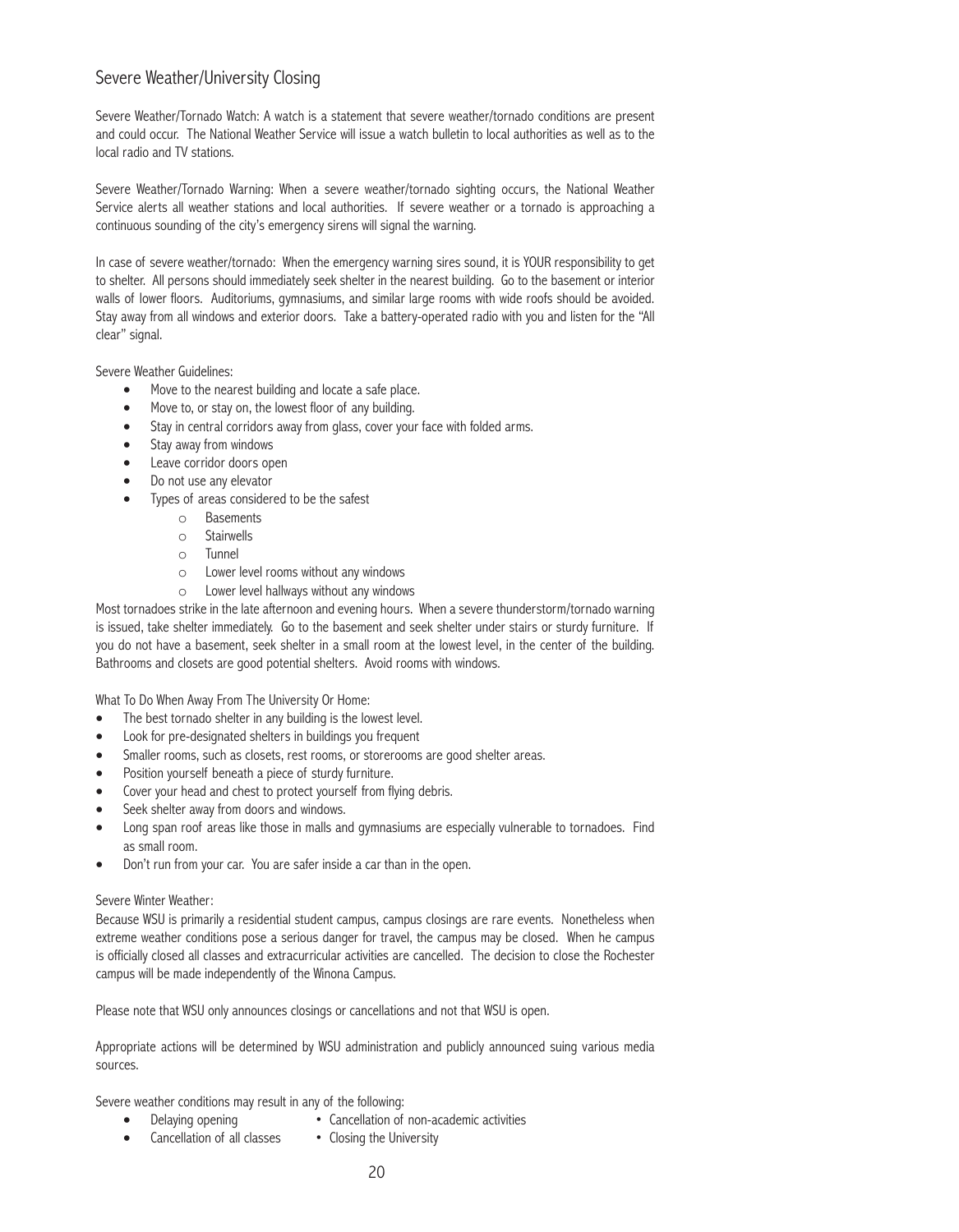## Severe Weather/University Closing

Severe Weather/Tornado Watch: A watch is a statement that severe weather/tornado conditions are present and could occur. The National Weather Service will issue a watch bulletin to local authorities as well as to the local radio and TV stations.

Severe Weather/Tornado Warning: When a severe weather/tornado sighting occurs, the National Weather Service alerts all weather stations and local authorities. If severe weather or a tornado is approaching a continuous sounding of the city's emergency sirens will signal the warning.

In case of severe weather/tornado: When the emergency warning sires sound, it is YOUR responsibility to get to shelter. All persons should immediately seek shelter in the nearest building. Go to the basement or interior walls of lower floors. Auditoriums, gymnasiums, and similar large rooms with wide roofs should be avoided. Stay away from all windows and exterior doors. Take a battery-operated radio with you and listen for the "All clear" signal.

Severe Weather Guidelines:

- Move to the nearest building and locate a safe place.
- Move to, or stay on, the lowest floor of any building.
- Stay in central corridors away from glass, cover your face with folded arms.
- Stay away from windows
- Leave corridor doors open
- Do not use any elevator
- Types of areas considered to be the safest
  - Basements
  - Stairwells
  - Tunnel
  - Lower level rooms without any windows
  - Lower level hallways without any windows

Most tornadoes strike in the late afternoon and evening hours. When a severe thunderstorm/tornado warning is issued, take shelter immediately. Go to the basement and seek shelter under stairs or sturdy furniture. If you do not have a basement, seek shelter in a small room at the lowest level, in the center of the building. Bathrooms and closets are good potential shelters. Avoid rooms with windows.

What To Do When Away From The University Or Home:

- The best tornado shelter in any building is the lowest level.
- Look for pre-designated shelters in buildings you frequent
- Smaller rooms, such as closets, rest rooms, or storerooms are good shelter areas.
- Position yourself beneath a piece of sturdy furniture.
- Cover your head and chest to protect yourself from flying debris.
- Seek shelter away from doors and windows.
- Long span roof areas like those in malls and gymnasiums are especially vulnerable to tornadoes. Find as small room.
- Don't run from your car. You are safer inside a car than in the open.

Severe Winter Weather:

Because WSU is primarily a residential student campus, campus closings are rare events. Nonetheless when extreme weather conditions pose a serious danger for travel, the campus may be closed. When he campus is officially closed all classes and extracurricular activities are cancelled. The decision to close the Rochester campus will be made independently of the Winona Campus.

Please note that WSU only announces closings or cancellations and not that WSU is open.

Appropriate actions will be determined by WSU administration and publicly announced suing various media sources.

Severe weather conditions may result in any of the following:

- Delaying opening
- Cancellation of non-academic activities
- Cancellation of all classes
- Closing the University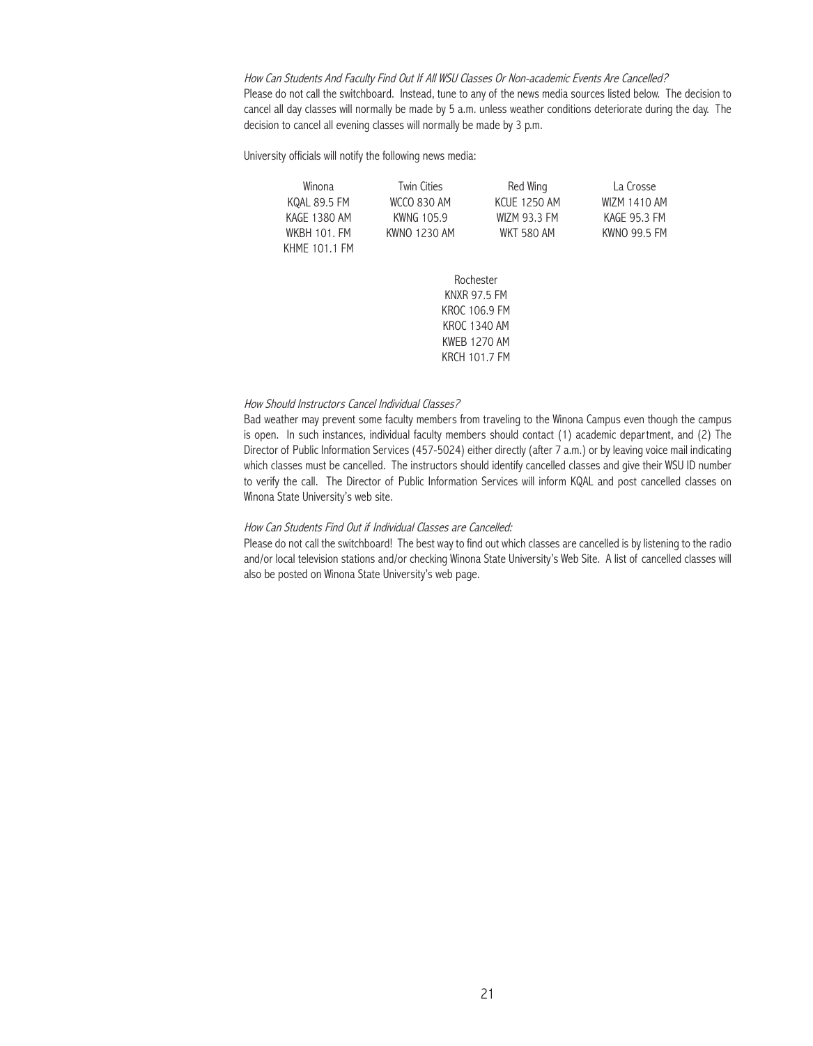*How Can Students And Faculty Find Out If All WSU Classes Or Non-academic Events Are Cancelled?*

Please do not call the switchboard. Instead, tune to any of the news media sources listed below. The decision to cancel all day classes will normally be made by 5 a.m. unless weather conditions deteriorate during the day. The decision to cancel all evening classes will normally be made by 3 p.m.

University officials will notify the following news media:

| Winona | Twin Cities | Red Wing | La Crosse |
|---|---|---|---|
| KQAL 89.5 FM | WCCO 830 AM | KCUE 1250 AM | WIZM 1410 AM |
| KAGE 1380 AM | KWNG 105.9 | WIZM 93.3 FM | KAGE 95.3 FM |
| WKBH 101. FM | KWNO 1230 AM | WKT 580 AM | KWNO 99.5 FM |
| KHME 101.1 FM | | | |

| Rochester |
|---|
| KNXR 97.5 FM |
| KROC 106.9 FM |
| KROC 1340 AM |
| KWEB 1270 AM |
| KRCH 101.7 FM |

*How Should Instructors Cancel Individual Classes?*

Bad weather may prevent some faculty members from traveling to the Winona Campus even though the campus is open. In such instances, individual faculty members should contact (1) academic department, and (2) The Director of Public Information Services (457-5024) either directly (after 7 a.m.) or by leaving voice mail indicating which classes must be cancelled. The instructors should identify cancelled classes and give their WSU ID number to verify the call. The Director of Public Information Services will inform KQAL and post cancelled classes on Winona State University's web site.

*How Can Students Find Out if Individual Classes are Cancelled:*

Please do not call the switchboard! The best way to find out which classes are cancelled is by listening to the radio and/or local television stations and/or checking Winona State University's Web Site. A list of cancelled classes will also be posted on Winona State University's web page.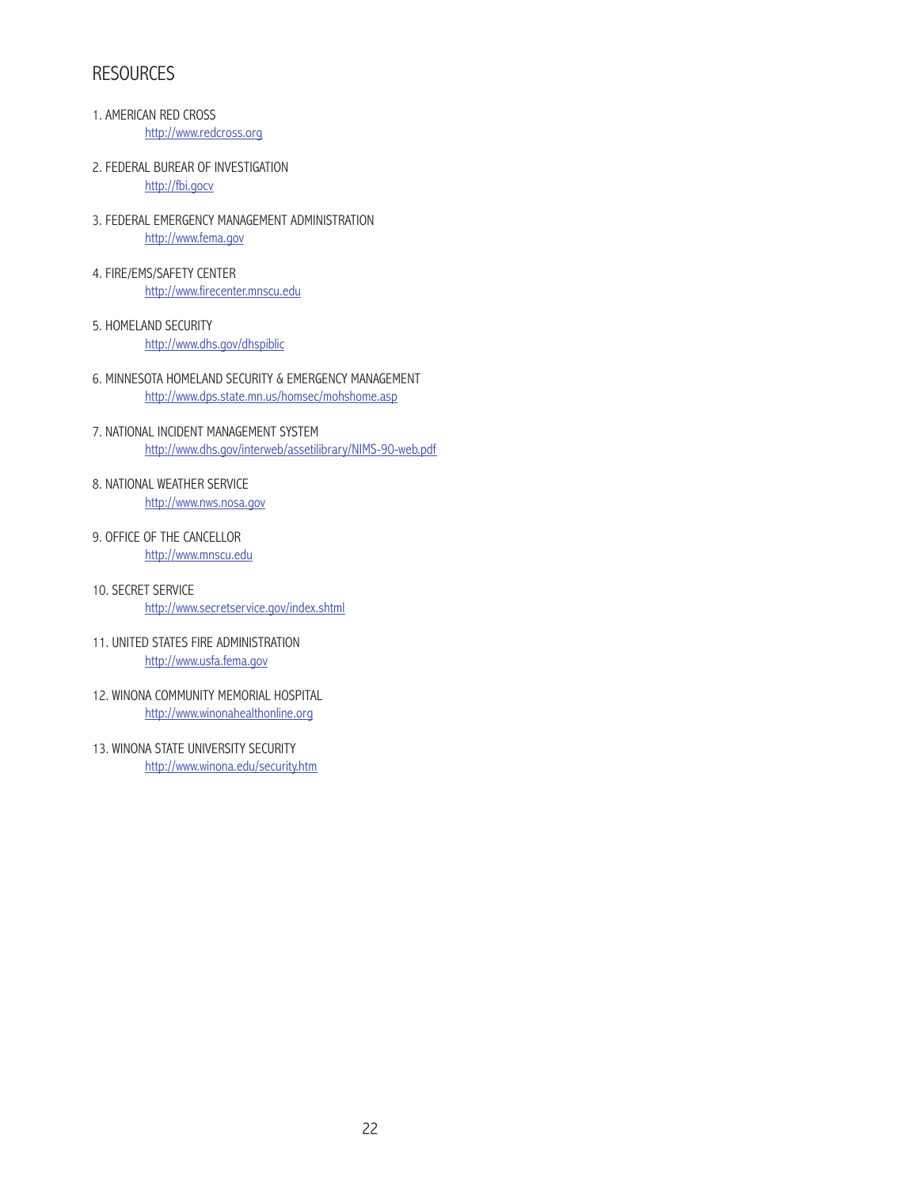## RESOURCES

1. AMERICAN RED CROSS
   http://www.redcross.org

2. FEDERAL BUREAR OF INVESTIGATION
   http://fbi.gocv

3. FEDERAL EMERGENCY MANAGEMENT ADMINISTRATION
   http://www.fema.gov

4. FIRE/EMS/SAFETY CENTER
   http://www.firecenter.mnscu.edu

5. HOMELAND SECURITY
   http://www.dhs.gov/dhspiblic

6. MINNESOTA HOMELAND SECURITY & EMERGENCY MANAGEMENT
   http://www.dps.state.mn.us/homsec/mohshome.asp

7. NATIONAL INCIDENT MANAGEMENT SYSTEM
   http://www.dhs.gov/interweb/assetilibrary/NIMS-90-web.pdf

8. NATIONAL WEATHER SERVICE
   http://www.nws.nosa.gov

9. OFFICE OF THE CANCELLOR
   http://www.mnscu.edu

10. SECRET SERVICE
    http://www.secretservice.gov/index.shtml

11. UNITED STATES FIRE ADMINISTRATION
    http://www.usfa.fema.gov

12. WINONA COMMUNITY MEMORIAL HOSPITAL
    http://www.winonahealthonline.org

13. WINONA STATE UNIVERSITY SECURITY
    http://www.winona.edu/security.htm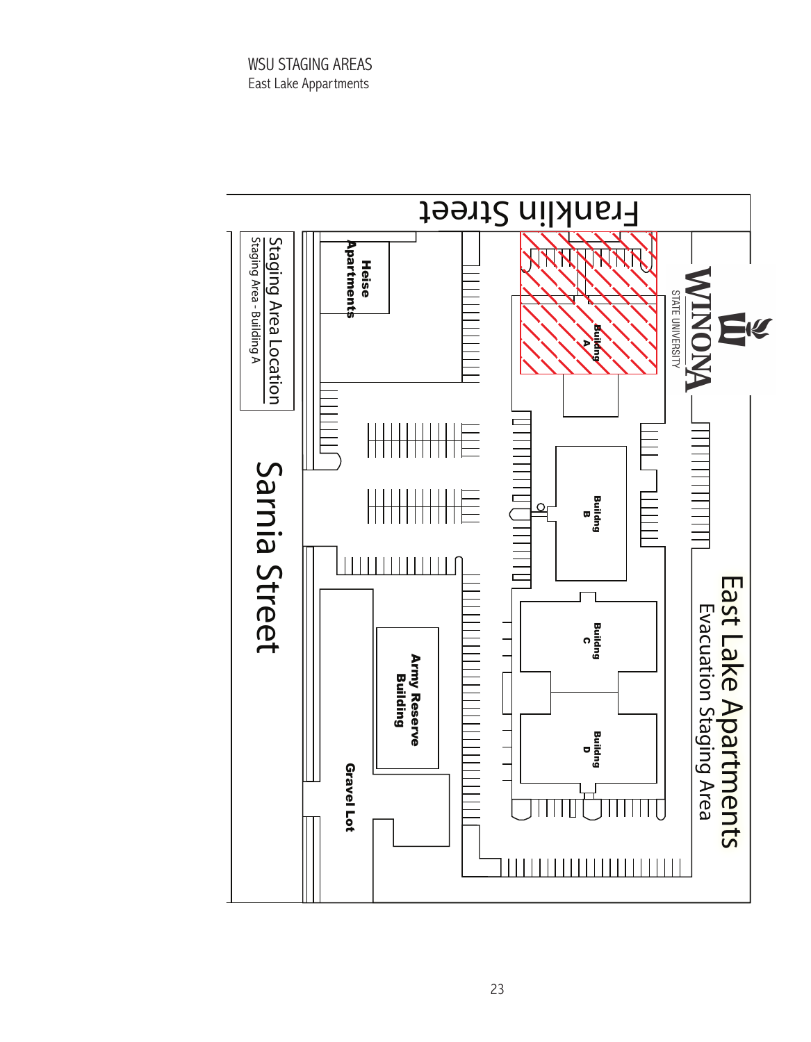WSU STAGING AREAS

East Lake Appartments

Franklin Street

East Lake Apartments

Evacuation Staging Area

WINONA STATE UNIVERSITY

Staging Area Location

Staging Area - Building A

Heise Apartments

Building A

Building B

Building C

Building D

Army Reserve Building

Gravel Lot

Sarnia Street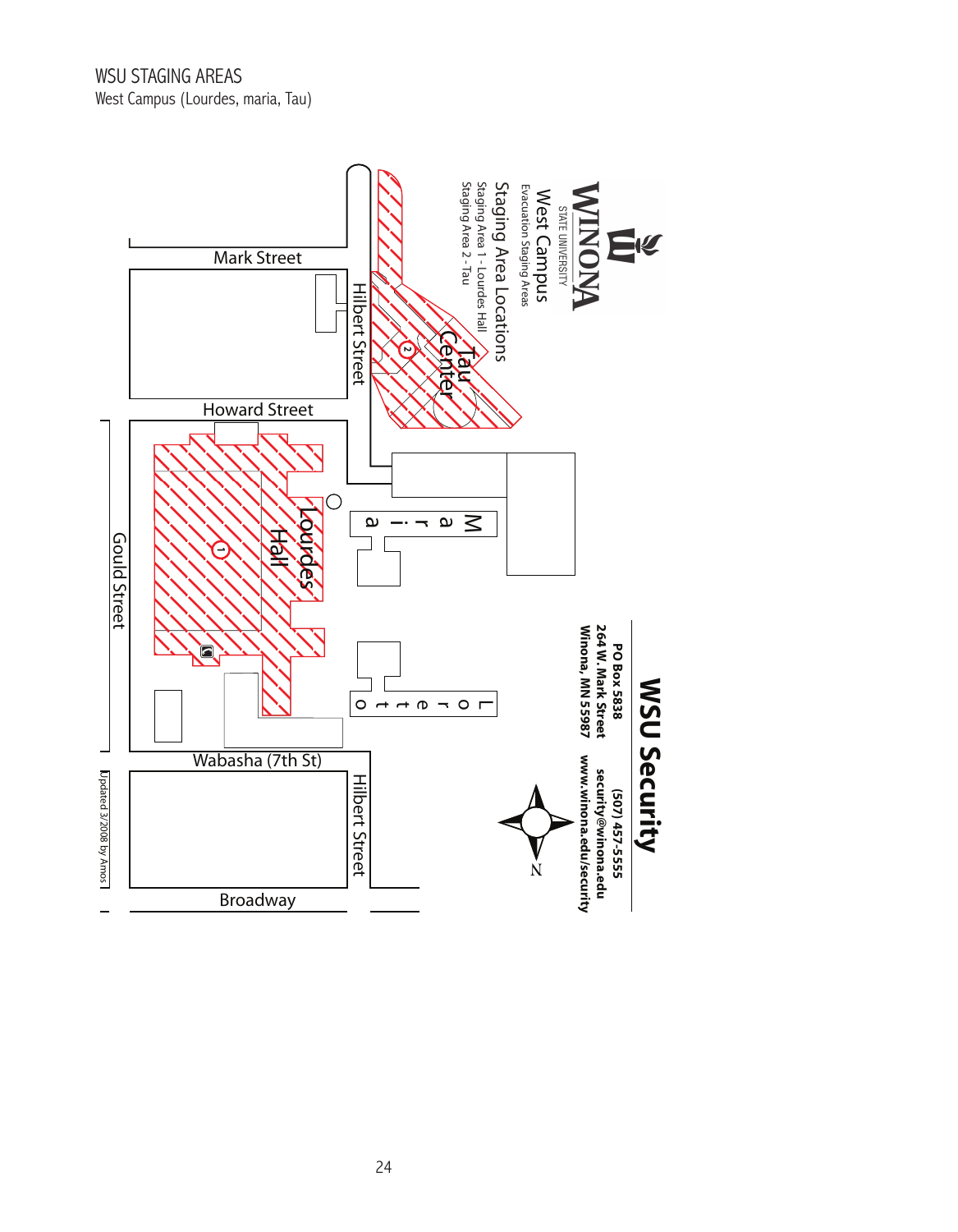WSU STAGING AREAS

West Campus (Lourdes, maria, Tau)

WINONA STATE UNIVERSITY

West Campus

Evacuation Staging Areas

Staging Area Locations

Staging Area 1 - Lourdes Hall

Staging Area 2 - Tau

Mark Street

Howard Street

Hilbert Street

Tau Center

Maria

Lourdes Hall

Lotteroo

Gould Street

Wabasha (7th St)

Broadway

WSU Security

PO Box 5838
264 W. Mark Street
Winona, MN 55987

(507) 457-5555
security@winona.edu
www.winona.edu/security

N

Updated 3/2008 by Amos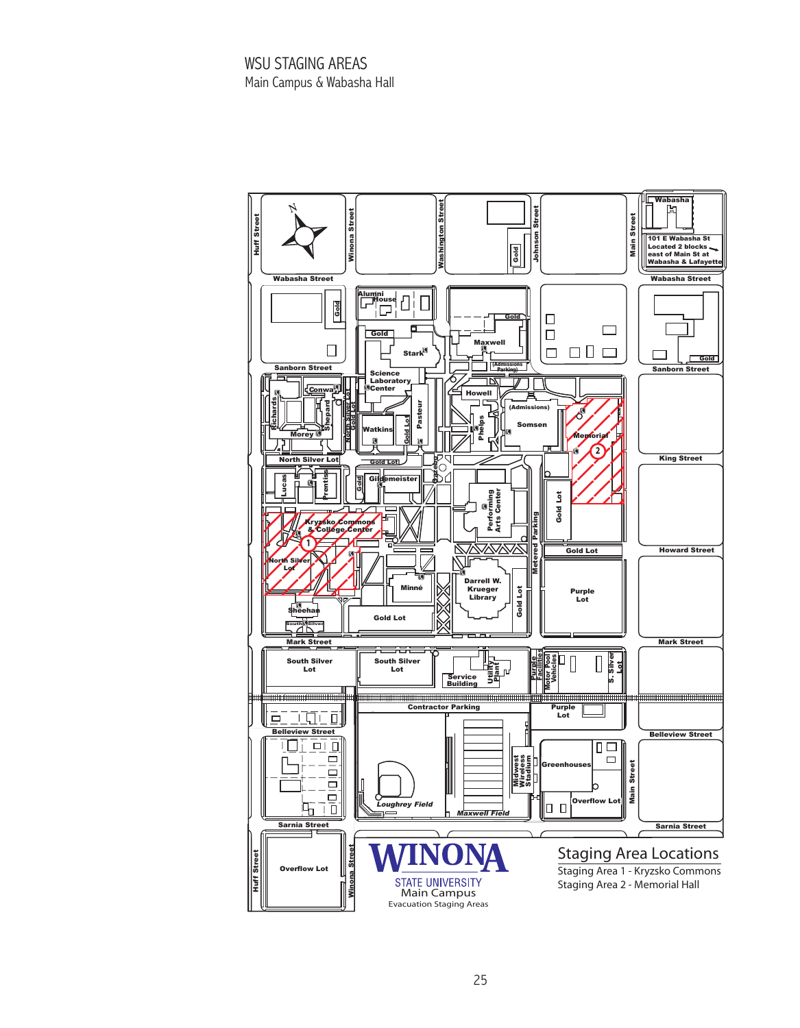# WSU STAGING AREAS

Main Campus & Wabasha Hall

Huff Street
Winona Street
Washington Street
Johnson Street
Main Street
Wabasha
101 E Wabasha St
Located 2 blocks east of Main St at Wabasha & Lafayette
Wabasha Street
Gold
Alumni House
Gold
Stark
Maxwell
(Admissions Parking)
Sanborn Street
Science Laboratory Center
Conway
Richards
Shepard
Morey
North Silver Lot
Gold Lot
Watkins
Gold Lot
Pasteur
Howell
(Admissions)
Somsen
Phelps
Memorial
2
King Street
North Silver Lot
Gold Lot
Lucas
Prentiss
Gold
Gildemeister
Gazebo
Performing Arts Center
Gold Lot
Kryzsko Commons & College Center
1
North Silver Lot
Metered Parking
Gold Lot
Howard Street
Minné
Darrell W. Krueger Library
Gold Lot
Purple Lot
Sheehan
South Silver
Gold Lot
Mark Street
South Silver Lot
South Silver Lot
Service Building
Utility Plant
Purple Facilities
Motor Pool Vehicles
S. Silver Lot
Contractor Parking
Purple Lot
Belleview Street
Midwest Wireless Stadium
Greenhouses
Loughrey Field
Maxwell Field
Overflow Lot
Sarnia Street
Overflow Lot

WINONA STATE UNIVERSITY
Main Campus
Evacuation Staging Areas

## Staging Area Locations

Staging Area 1 - Kryzsko Commons
Staging Area 2 - Memorial Hall